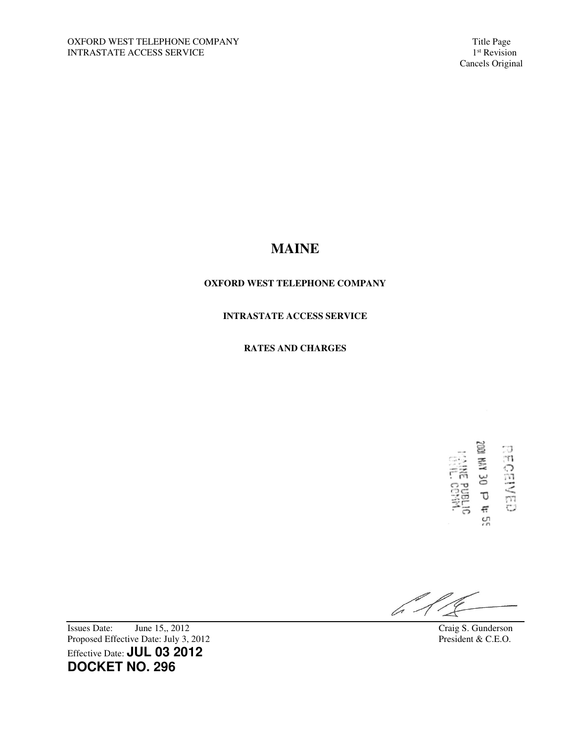OXFORD WEST TELEPHONE COMPANY
INTRASTATE ACCESS SERVICE

Title Page
1st Revision
Cancels Original

# MAINE

**OXFORD WEST TELEPHONE COMPANY**

**INTRASTATE ACCESS SERVICE**

**RATES AND CHARGES**

RECEIVED
2001 MAY 30 P 4: 59
MAINE PUBLIC
UTIL. COMM.

Issues Date: June 15,, 2012
Proposed Effective Date: July 3, 2012
Effective Date: **JUL 03 2012**
**DOCKET NO. 296**

Craig S. Gunderson
President & C.E.O.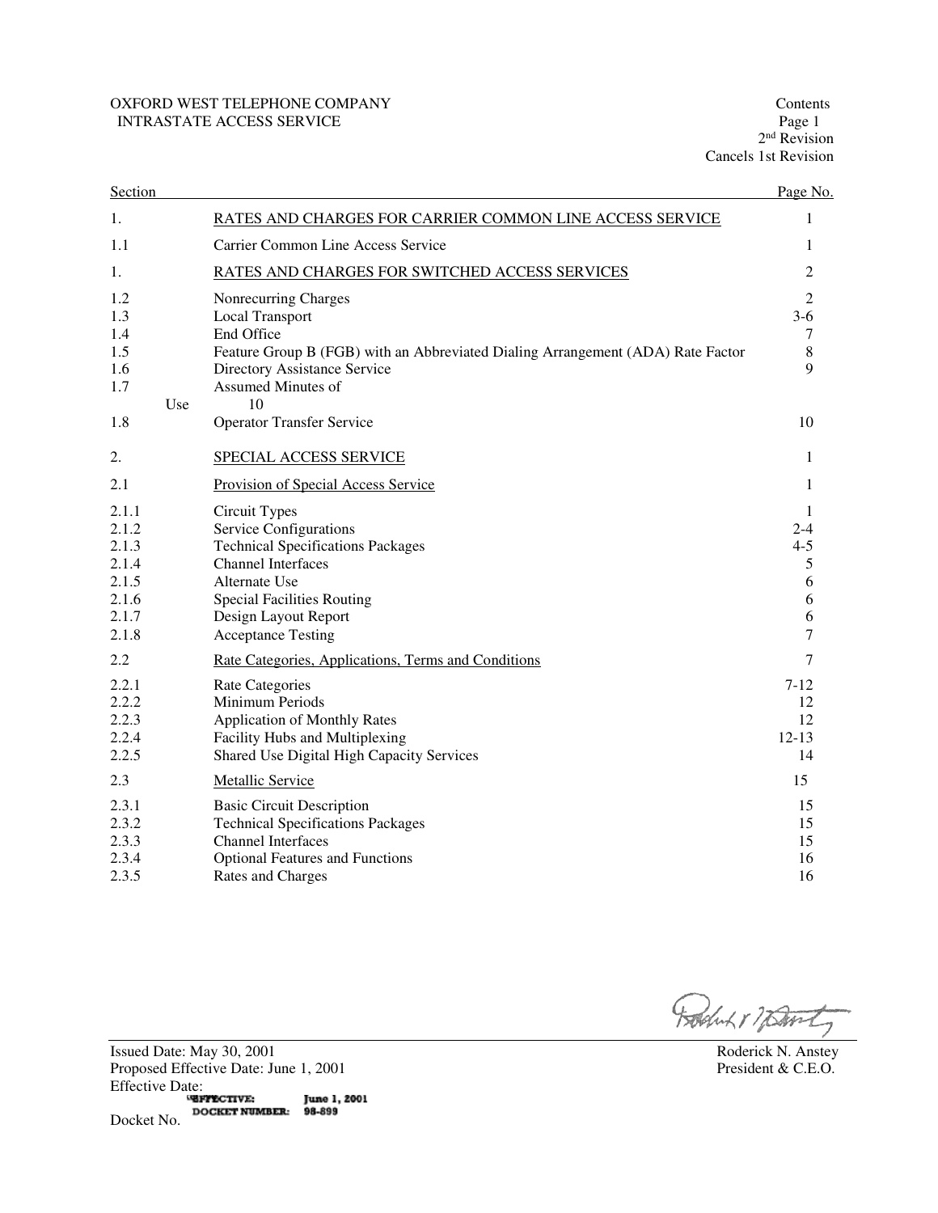OXFORD WEST TELEPHONE COMPANY
INTRASTATE ACCESS SERVICE

Contents
Page 1
2nd Revision
Cancels 1st Revision

| Section | | Page No. |
|---|---|---|
| 1. | RATES AND CHARGES FOR CARRIER COMMON LINE ACCESS SERVICE | 1 |
| 1.1 | Carrier Common Line Access Service | 1 |
| 1. | RATES AND CHARGES FOR SWITCHED ACCESS SERVICES | 2 |
| 1.2 | Nonrecurring Charges | 2 |
| 1.3 | Local Transport | 3-6 |
| 1.4 | End Office | 7 |
| 1.5 | Feature Group B (FGB) with an Abbreviated Dialing Arrangement (ADA) Rate Factor | 8 |
| 1.6 | Directory Assistance Service | 9 |
| 1.7 | Assumed Minutes of Use | 10 |
| 1.8 | Operator Transfer Service | 10 |
| 2. | SPECIAL ACCESS SERVICE | 1 |
| 2.1 | Provision of Special Access Service | 1 |
| 2.1.1 | Circuit Types | 1 |
| 2.1.2 | Service Configurations | 2-4 |
| 2.1.3 | Technical Specifications Packages | 4-5 |
| 2.1.4 | Channel Interfaces | 5 |
| 2.1.5 | Alternate Use | 6 |
| 2.1.6 | Special Facilities Routing | 6 |
| 2.1.7 | Design Layout Report | 6 |
| 2.1.8 | Acceptance Testing | 7 |
| 2.2 | Rate Categories, Applications, Terms and Conditions | 7 |
| 2.2.1 | Rate Categories | 7-12 |
| 2.2.2 | Minimum Periods | 12 |
| 2.2.3 | Application of Monthly Rates | 12 |
| 2.2.4 | Facility Hubs and Multiplexing | 12-13 |
| 2.2.5 | Shared Use Digital High Capacity Services | 14 |
| 2.3 | Metallic Service | 15 |
| 2.3.1 | Basic Circuit Description | 15 |
| 2.3.2 | Technical Specifications Packages | 15 |
| 2.3.3 | Channel Interfaces | 15 |
| 2.3.4 | Optional Features and Functions | 16 |
| 2.3.5 | Rates and Charges | 16 |

Issued Date: May 30, 2001
Proposed Effective Date: June 1, 2001
Effective Date:
EFFECTIVE: June 1, 2001
DOCKET NUMBER: 98-899
Docket No.

Roderick N. Anstey
President & C.E.O.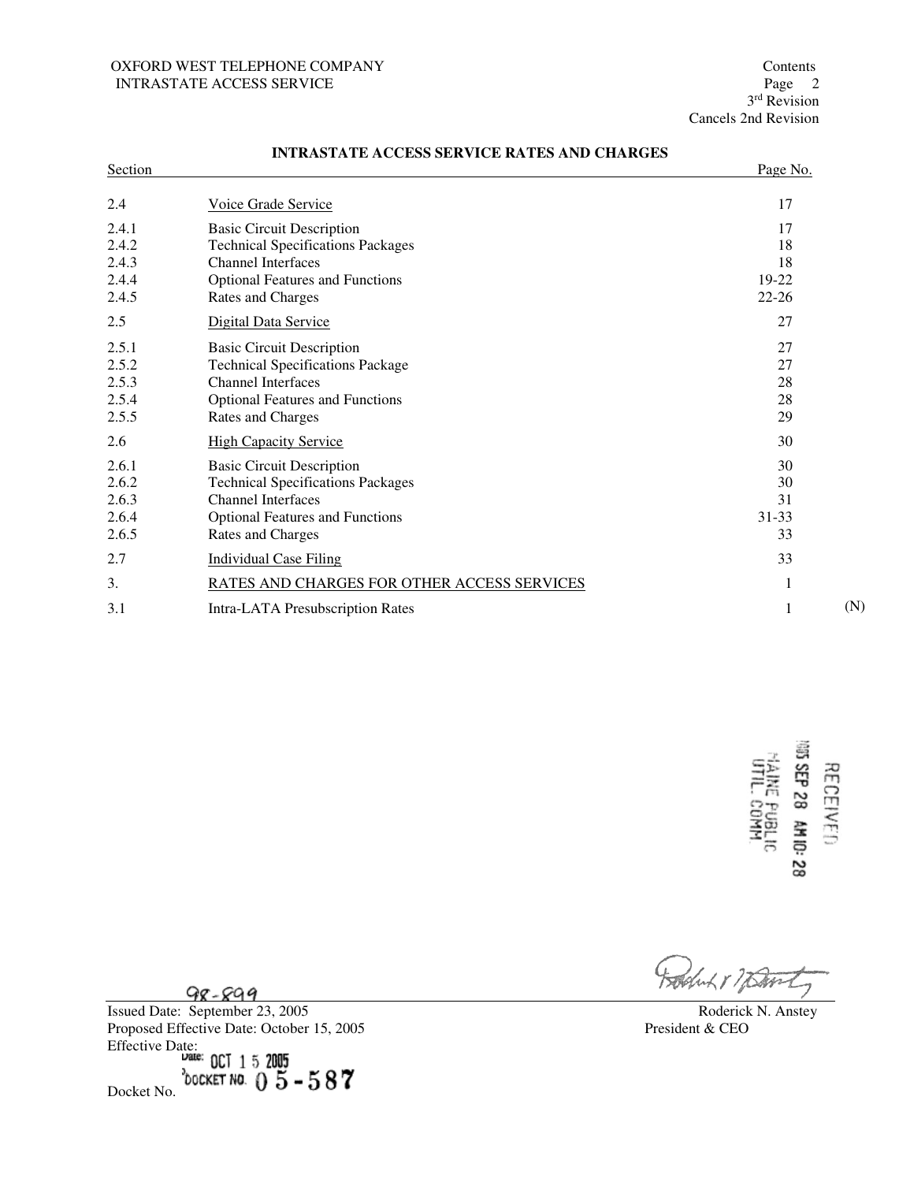## INTRASTATE ACCESS SERVICE RATES AND CHARGES

| Section | | Page No. | |
|---|---|---|---|
| 2.4 | Voice Grade Service | 17 | |
| 2.4.1 | Basic Circuit Description | 17 | |
| 2.4.2 | Technical Specifications Packages | 18 | |
| 2.4.3 | Channel Interfaces | 18 | |
| 2.4.4 | Optional Features and Functions | 19-22 | |
| 2.4.5 | Rates and Charges | 22-26 | |
| 2.5 | Digital Data Service | 27 | |
| 2.5.1 | Basic Circuit Description | 27 | |
| 2.5.2 | Technical Specifications Package | 27 | |
| 2.5.3 | Channel Interfaces | 28 | |
| 2.5.4 | Optional Features and Functions | 28 | |
| 2.5.5 | Rates and Charges | 29 | |
| 2.6 | High Capacity Service | 30 | |
| 2.6.1 | Basic Circuit Description | 30 | |
| 2.6.2 | Technical Specifications Packages | 30 | |
| 2.6.3 | Channel Interfaces | 31 | |
| 2.6.4 | Optional Features and Functions | 31-33 | |
| 2.6.5 | Rates and Charges | 33 | |
| 2.7 | Individual Case Filing | 33 | |
| 3. | RATES AND CHARGES FOR OTHER ACCESS SERVICES | 1 | |
| 3.1 | Intra-LATA Presubscription Rates | 1 | (N) |

RECEIVED
2005 SEP 28 AM 10: 28
MAINE PUBLIC UTIL. COMM.

98-899

Issued Date: September 23, 2005
Proposed Effective Date: October 15, 2005
Effective Date:
Date: OCT 15 2005
Docket No. DOCKET NO. 05-587

Roderick N. Anstey
President & CEO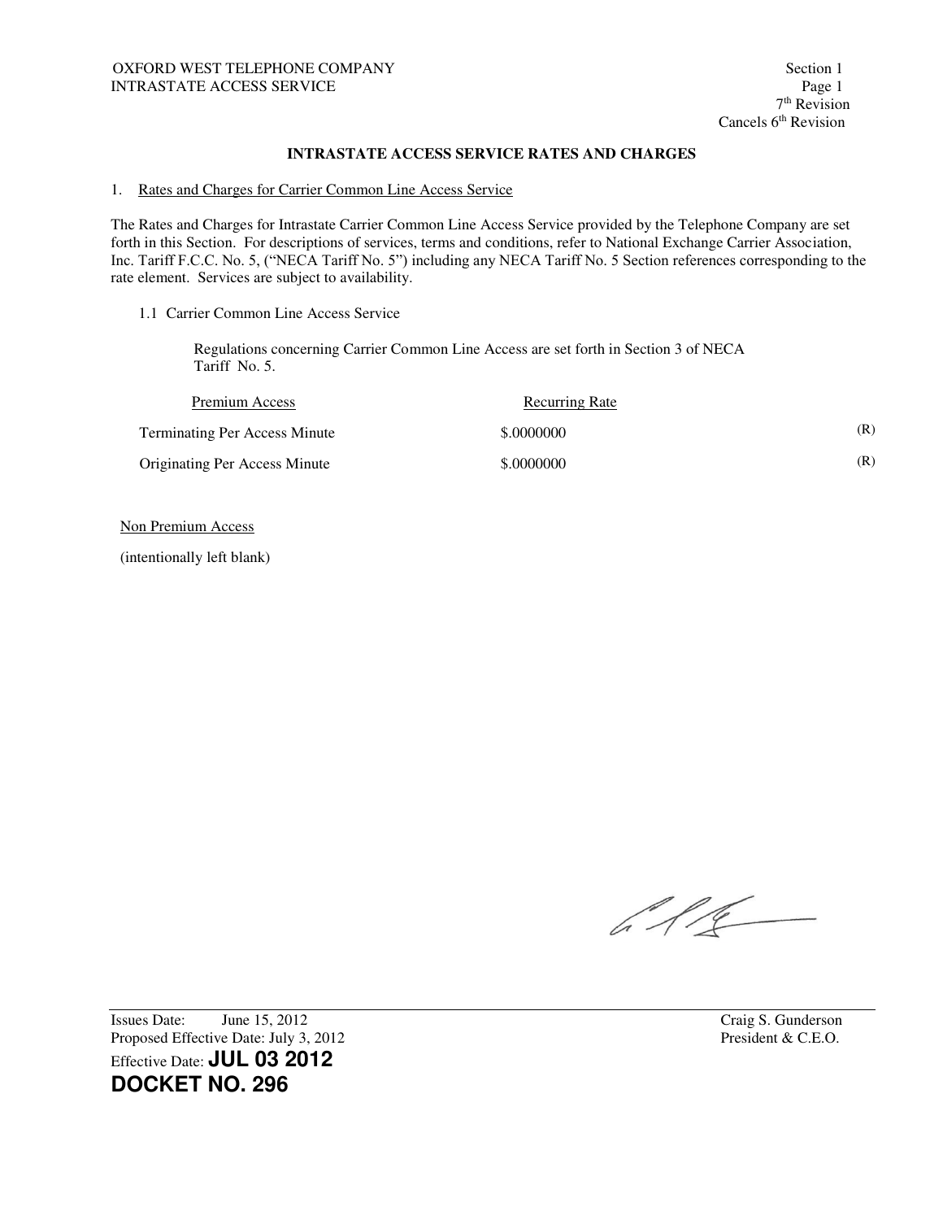OXFORD WEST TELEPHONE COMPANY
INTRASTATE ACCESS SERVICE

Section 1
Page 1
7th Revision
Cancels 6th Revision

**INTRASTATE ACCESS SERVICE RATES AND CHARGES**

1. Rates and Charges for Carrier Common Line Access Service

The Rates and Charges for Intrastate Carrier Common Line Access Service provided by the Telephone Company are set forth in this Section. For descriptions of services, terms and conditions, refer to National Exchange Carrier Association, Inc. Tariff F.C.C. No. 5, ("NECA Tariff No. 5") including any NECA Tariff No. 5 Section references corresponding to the rate element. Services are subject to availability.

1.1 Carrier Common Line Access Service

Regulations concerning Carrier Common Line Access are set forth in Section 3 of NECA Tariff No. 5.

| Premium Access | Recurring Rate | |
|---|---|---|
| Terminating Per Access Minute | $.0000000 | (R) |
| Originating Per Access Minute | $.0000000 | (R) |

Non Premium Access

(intentionally left blank)

Issues Date: June 15, 2012
Proposed Effective Date: July 3, 2012
Effective Date: **JUL 03 2012**
**DOCKET NO. 296**

Craig S. Gunderson
President & C.E.O.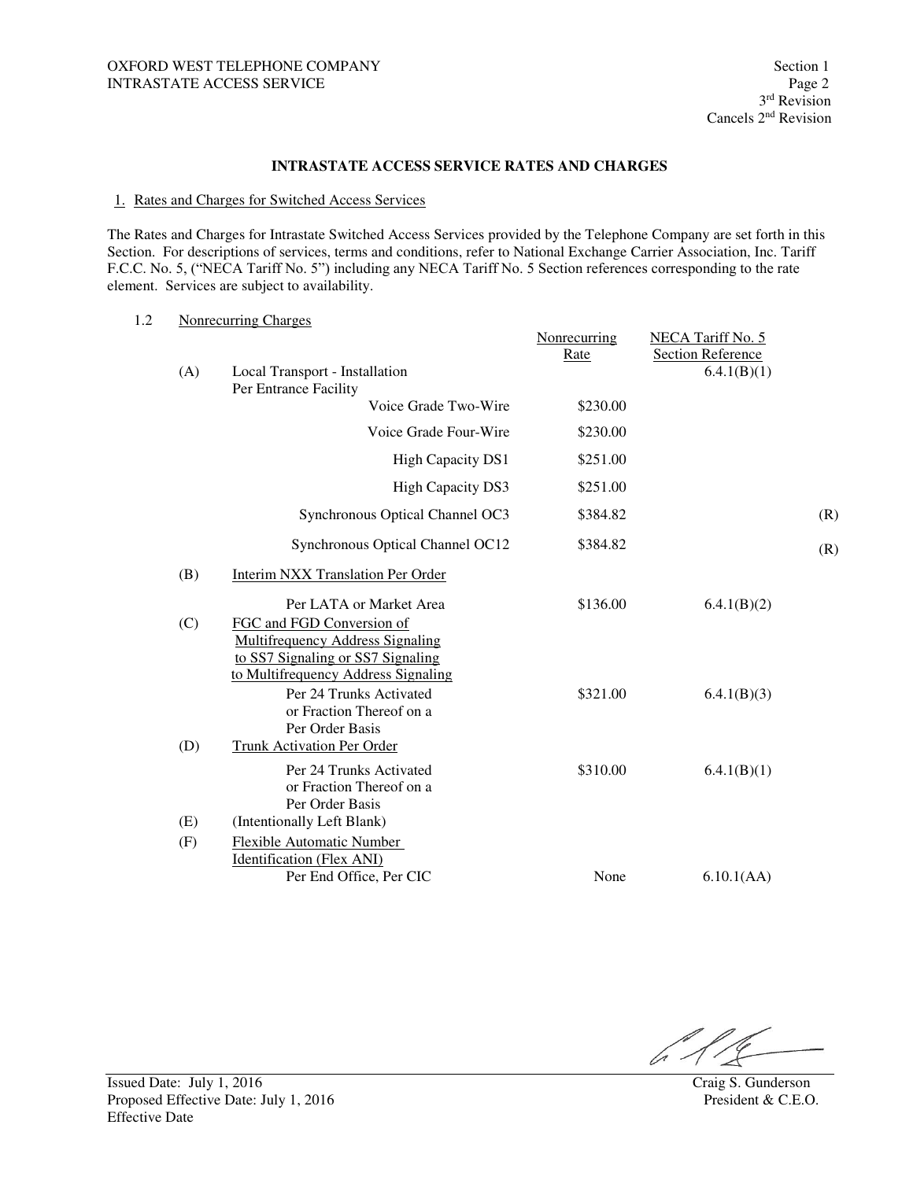OXFORD WEST TELEPHONE COMPANY
INTRASTATE ACCESS SERVICE

Section 1
3rd Revision
Cancels 2nd Revision

## INTRASTATE ACCESS SERVICE RATES AND CHARGES

1. Rates and Charges for Switched Access Services

The Rates and Charges for Intrastate Switched Access Services provided by the Telephone Company are set forth in this Section. For descriptions of services, terms and conditions, refer to National Exchange Carrier Association, Inc. Tariff F.C.C. No. 5, ("NECA Tariff No. 5") including any NECA Tariff No. 5 Section references corresponding to the rate element. Services are subject to availability.

1.2 Nonrecurring Charges

| | | Nonrecurring Rate | NECA Tariff No. 5 Section Reference | |
|---|---|---|---|---|
| (A) | Local Transport - Installation Per Entrance Facility | | 6.4.1(B)(1) | |
| | Voice Grade Two-Wire | $230.00 | | |
| | Voice Grade Four-Wire | $230.00 | | |
| | High Capacity DS1 | $251.00 | | |
| | High Capacity DS3 | $251.00 | | |
| | Synchronous Optical Channel OC3 | $384.82 | | (R) |
| | Synchronous Optical Channel OC12 | $384.82 | | (R) |
| (B) | Interim NXX Translation Per Order | | | |
| | Per LATA or Market Area | $136.00 | 6.4.1(B)(2) | |
| (C) | FGC and FGD Conversion of Multifrequency Address Signaling to SS7 Signaling or SS7 Signaling to Multifrequency Address Signaling | | | |
| | Per 24 Trunks Activated or Fraction Thereof on a Per Order Basis | $321.00 | 6.4.1(B)(3) | |
| (D) | Trunk Activation Per Order | | | |
| | Per 24 Trunks Activated or Fraction Thereof on a Per Order Basis | $310.00 | 6.4.1(B)(1) | |
| (E) | (Intentionally Left Blank) | | | |
| (F) | Flexible Automatic Number Identification (Flex ANI) | | | |
| | Per End Office, Per CIC | None | 6.10.1(AA) | |

Issued Date: July 1, 2016
Proposed Effective Date: July 1, 2016
Effective Date

Craig S. Gunderson
President & C.E.O.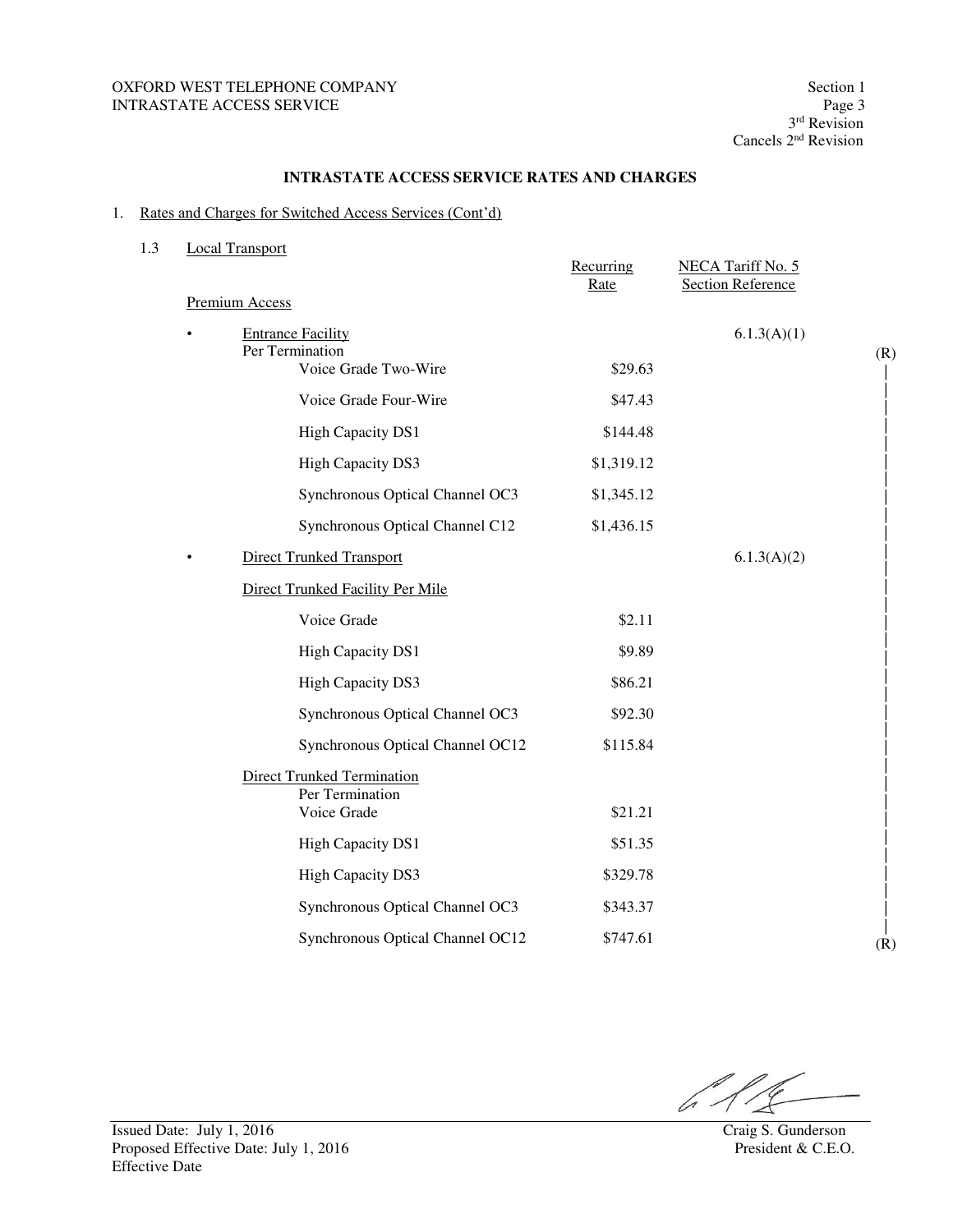OXFORD WEST TELEPHONE COMPANY
INTRASTATE ACCESS SERVICE

Section 1
Page 3
3rd Revision
Cancels 2nd Revision

## INTRASTATE ACCESS SERVICE RATES AND CHARGES

1. Rates and Charges for Switched Access Services (Cont'd)

1.3 Local Transport

| Premium Access | Recurring Rate | NECA Tariff No. 5 Section Reference | |
|---|---|---|---|
| • Entrance Facility | | 6.1.3(A)(1) | |
| Per Termination | | | (R) |
| Voice Grade Two-Wire | $29.63 | | \| |
| Voice Grade Four-Wire | $47.43 | | \| |
| High Capacity DS1 | $144.48 | | \| |
| High Capacity DS3 | $1,319.12 | | \| |
| Synchronous Optical Channel OC3 | $1,345.12 | | \| |
| Synchronous Optical Channel C12 | $1,436.15 | | \| |
| • Direct Trunked Transport | | 6.1.3(A)(2) | \| |
| Direct Trunked Facility Per Mile | | | \| |
| Voice Grade | $2.11 | | \| |
| High Capacity DS1 | $9.89 | | \| |
| High Capacity DS3 | $86.21 | | \| |
| Synchronous Optical Channel OC3 | $92.30 | | \| |
| Synchronous Optical Channel OC12 | $115.84 | | \| |
| Direct Trunked Termination | | | \| |
| Per Termination | | | \| |
| Voice Grade | $21.21 | | \| |
| High Capacity DS1 | $51.35 | | \| |
| High Capacity DS3 | $329.78 | | \| |
| Synchronous Optical Channel OC3 | $343.37 | | \| |
| Synchronous Optical Channel OC12 | $747.61 | | (R) |

Issued Date: July 1, 2016
Proposed Effective Date: July 1, 2016
Effective Date

Craig S. Gunderson
President & C.E.O.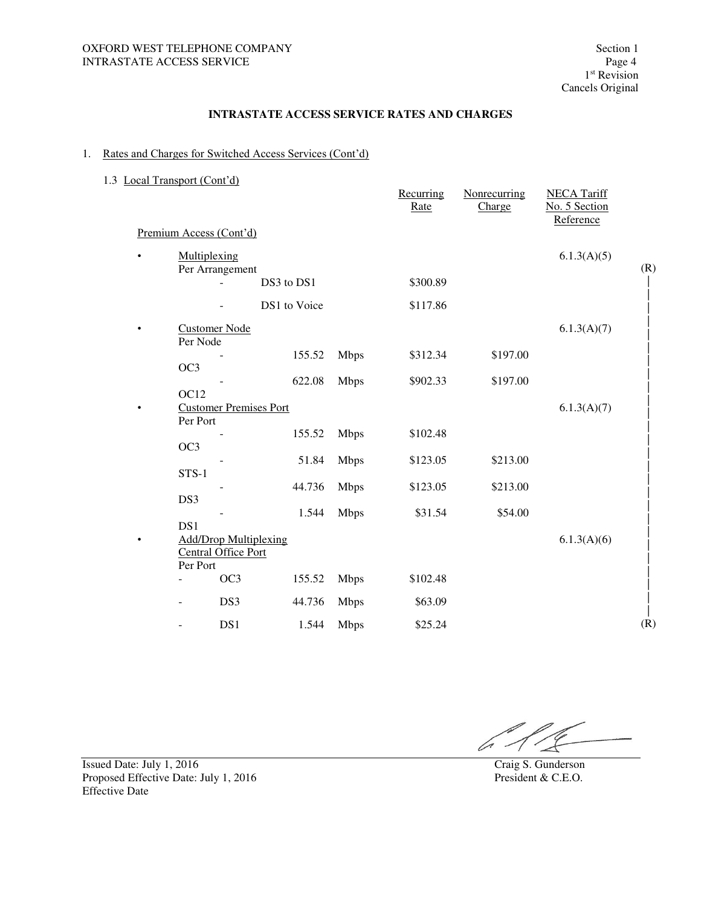OXFORD WEST TELEPHONE COMPANY
INTRASTATE ACCESS SERVICE

Section 1
Page 4
1st Revision
Cancels Original

**INTRASTATE ACCESS SERVICE RATES AND CHARGES**

1. Rates and Charges for Switched Access Services (Cont'd)

   1.3 Local Transport (Cont'd)

| | Recurring Rate | Nonrecurring Charge | NECA Tariff No. 5 Section Reference | |
|---|---|---|---|---|
| Premium Access (Cont'd) | | | | |
| • Multiplexing | | | 6.1.3(A)(5) | |
| Per Arrangement | | | | (R) |
| - DS3 to DS1 | $300.89 | | | \| |
| - DS1 to Voice | $117.86 | | | \| |
| • Customer Node | | | 6.1.3(A)(7) | \| |
| Per Node | | | | \| |
| - OC3 155.52 Mbps | $312.34 | $197.00 | | \| |
| - OC12 622.08 Mbps | $902.33 | $197.00 | | \| |
| • Customer Premises Port | | | 6.1.3(A)(7) | \| |
| Per Port | | | | \| |
| - OC3 155.52 Mbps | $102.48 | | | \| |
| - STS-1 51.84 Mbps | $123.05 | $213.00 | | \| |
| - DS3 44.736 Mbps | $123.05 | $213.00 | | \| |
| - DS1 1.544 Mbps | $31.54 | $54.00 | | \| |
| • Add/Drop Multiplexing Central Office Port | | | 6.1.3(A)(6) | \| |
| Per Port | | | | \| |
| - OC3 155.52 Mbps | $102.48 | | | \| |
| - DS3 44.736 Mbps | $63.09 | | | \| |
| - DS1 1.544 Mbps | $25.24 | | | (R) |

Issued Date: July 1, 2016
Proposed Effective Date: July 1, 2016
Effective Date

Craig S. Gunderson
President & C.E.O.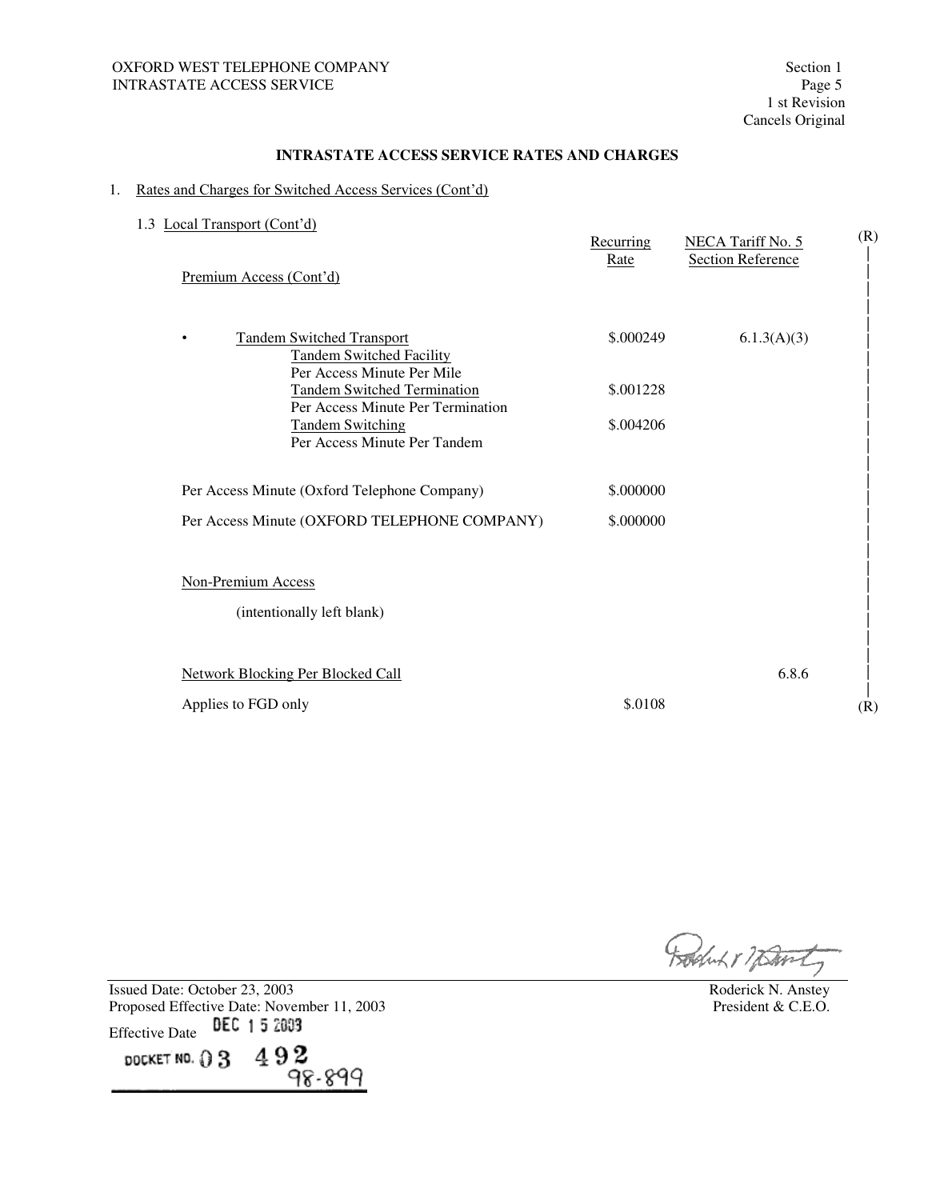OXFORD WEST TELEPHONE COMPANY
INTRASTATE ACCESS SERVICE

Section 1
Page 5
1 st Revision
Cancels Original

## INTRASTATE ACCESS SERVICE RATES AND CHARGES

1. Rates and Charges for Switched Access Services (Cont'd)

   1.3 Local Transport (Cont'd)

(R)

| | Recurring Rate | NECA Tariff No. 5 Section Reference |
|---|---|---|
| Premium Access (Cont'd) | | |
| • Tandem Switched Transport | | 6.1.3(A)(3) |
| Tandem Switched Facility Per Access Minute Per Mile | \$.000249 | |
| Tandem Switched Termination Per Access Minute Per Termination | \$.001228 | |
| Tandem Switching Per Access Minute Per Tandem | \$.004206 | |
| Per Access Minute (Oxford Telephone Company) | \$.000000 | |
| Per Access Minute (OXFORD TELEPHONE COMPANY) | \$.000000 | |
| Non-Premium Access | | |
| (intentionally left blank) | | |
| Network Blocking Per Blocked Call | | 6.8.6 |
| Applies to FGD only | \$.0108 | |

(R)

Issued Date: October 23, 2003
Proposed Effective Date: November 11, 2003
Effective Date DEC 15 2003
DOCKET NO. 03 492
98-899

Roderick N. Anstey
President & C.E.O.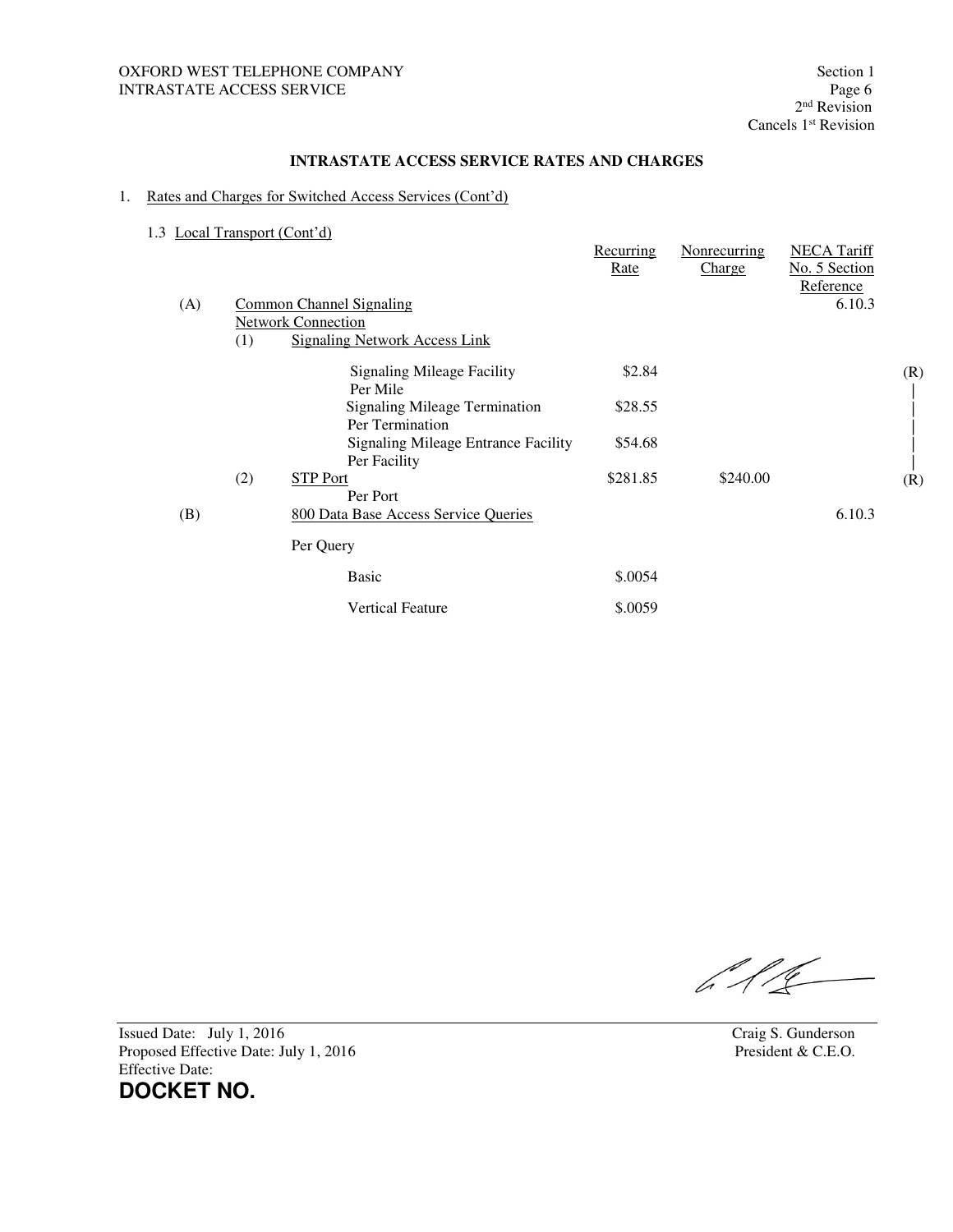OXFORD WEST TELEPHONE COMPANY
INTRASTATE ACCESS SERVICE

Section 1
Page 6
2nd Revision
Cancels 1st Revision

**INTRASTATE ACCESS SERVICE RATES AND CHARGES**

1. Rates and Charges for Switched Access Services (Cont'd)

1.3 Local Transport (Cont'd)

| | | | Recurring Rate | Nonrecurring Charge | NECA Tariff No. 5 Section Reference | |
|---|---|---|---|---|---|---|
| (A) | Common Channel Signaling Network Connection | | | | 6.10.3 | |
| | (1) | Signaling Network Access Link | | | | |
| | | Signaling Mileage Facility Per Mile | $2.84 | | | (R) |
| | | Signaling Mileage Termination Per Termination | $28.55 | | | \| |
| | | Signaling Mileage Entrance Facility Per Facility | $54.68 | | | \| |
| | (2) | STP Port Per Port | $281.85 | $240.00 | | (R) |
| (B) | | 800 Data Base Access Service Queries | | | 6.10.3 | |
| | | Per Query | | | | |
| | | Basic | $.0054 | | | |
| | | Vertical Feature | $.0059 | | | |

Issued Date: July 1, 2016
Proposed Effective Date: July 1, 2016
Effective Date:

**DOCKET NO.**

Craig S. Gunderson
President & C.E.O.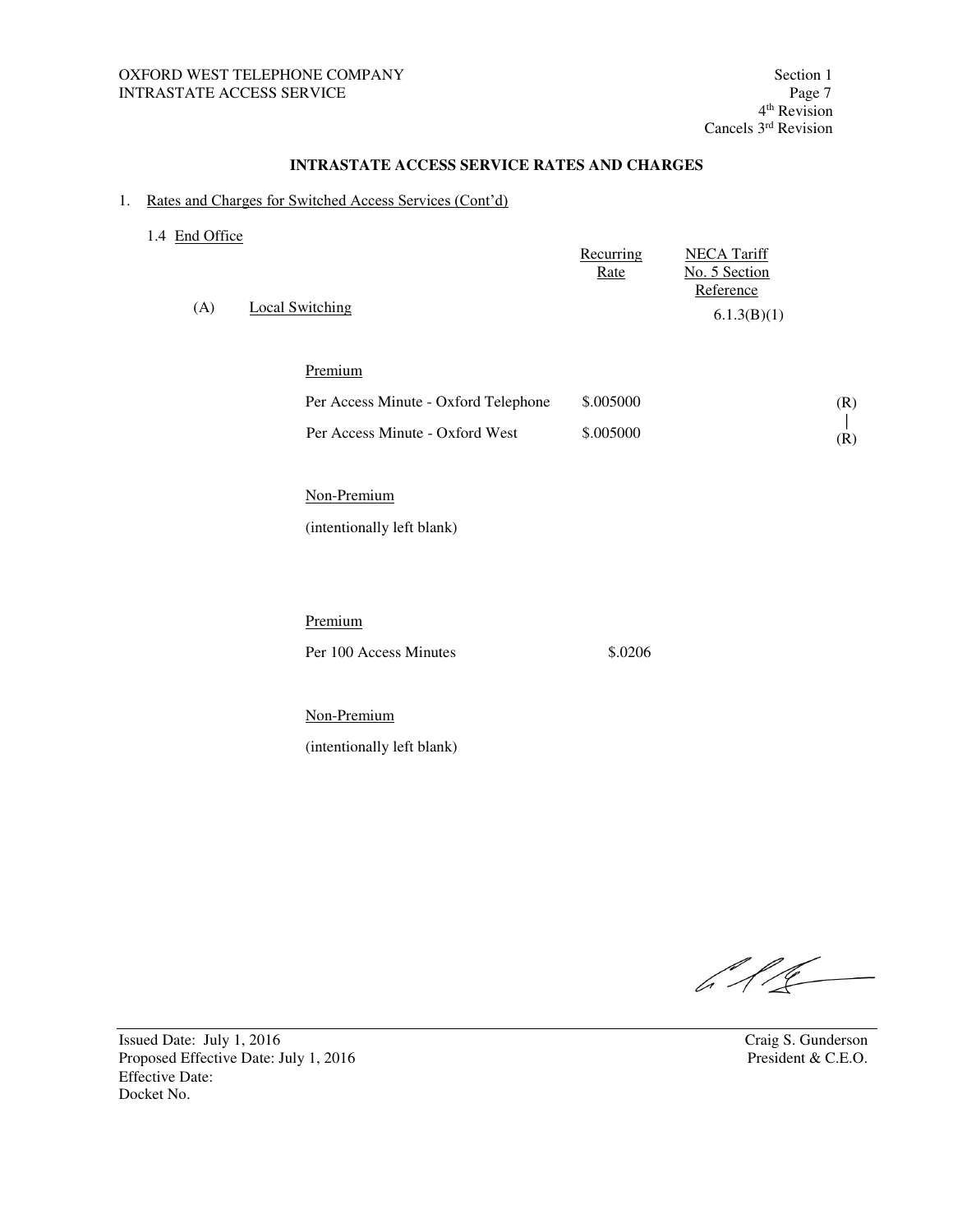OXFORD WEST TELEPHONE COMPANY
INTRASTATE ACCESS SERVICE

Section 1
Page 7
4th Revision
Cancels 3rd Revision

**INTRASTATE ACCESS SERVICE RATES AND CHARGES**

1. Rates and Charges for Switched Access Services (Cont'd)

   1.4 End Office

| | Recurring Rate | NECA Tariff No. 5 Section Reference | |
|---|---|---|---|
| (A) Local Switching | | 6.1.3(B)(1) | |
| Premium | | | |
| Per Access Minute - Oxford Telephone | \$.005000 | | (R) |
| Per Access Minute - Oxford West | \$.005000 | | (R) |
| Non-Premium | | | |
| (intentionally left blank) | | | |
| Premium | | | |
| Per 100 Access Minutes | \$.0206 | | |
| Non-Premium | | | |
| (intentionally left blank) | | | |

Craig S. Gunderson
President & C.E.O.

Issued Date: July 1, 2016
Proposed Effective Date: July 1, 2016
Effective Date:
Docket No.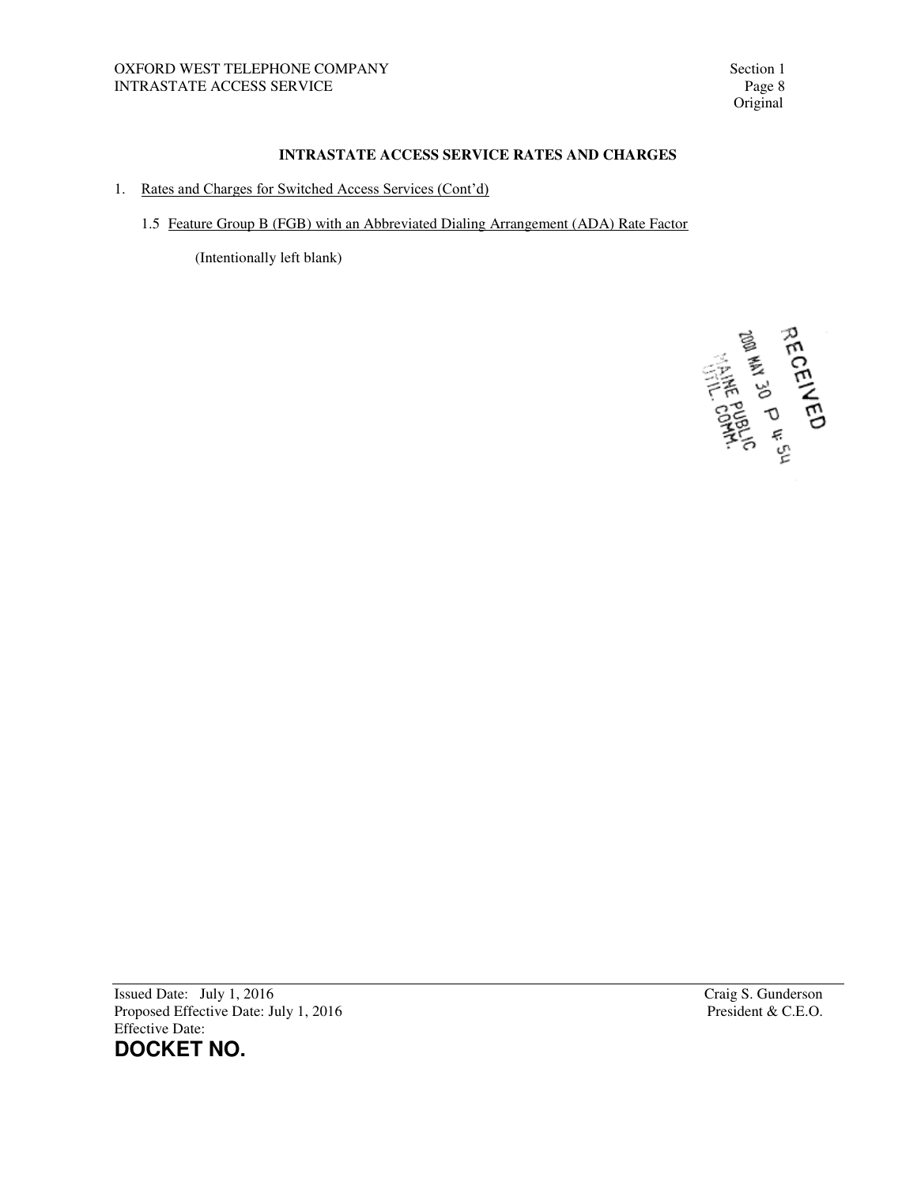## INTRASTATE ACCESS SERVICE RATES AND CHARGES

1. Rates and Charges for Switched Access Services (Cont'd)

   1.5 Feature Group B (FGB) with an Abbreviated Dialing Arrangement (ADA) Rate Factor

   (Intentionally left blank)

RECEIVED
2001 MAY 30 P 4: 54
MAINE PUBLIC
UTIL. COMM.

Issued Date: July 1, 2016
Proposed Effective Date: July 1, 2016
Effective Date:

Craig S. Gunderson
President & C.E.O.

**DOCKET NO.**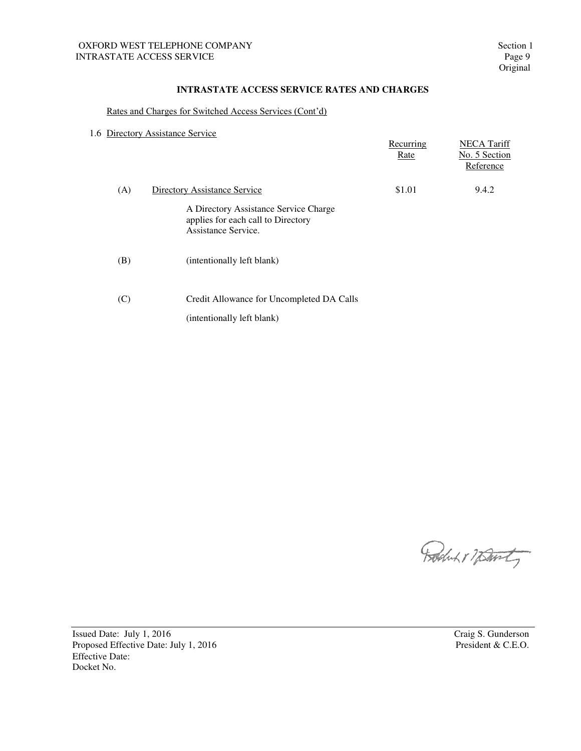## INTRASTATE ACCESS SERVICE RATES AND CHARGES

Rates and Charges for Switched Access Services (Cont'd)

### 1.6 Directory Assistance Service

| | | Recurring Rate | NECA Tariff No. 5 Section Reference |
|---|---|---|---|
| (A) | Directory Assistance Service | $1.01 | 9.4.2 |
| | A Directory Assistance Service Charge applies for each call to Directory Assistance Service. | | |
| (B) | (intentionally left blank) | | |
| (C) | Credit Allowance for Uncompleted DA Calls | | |
| | (intentionally left blank) | | |

Issued Date: July 1, 2016
Proposed Effective Date: July 1, 2016
Effective Date:
Docket No.

Craig S. Gunderson
President & C.E.O.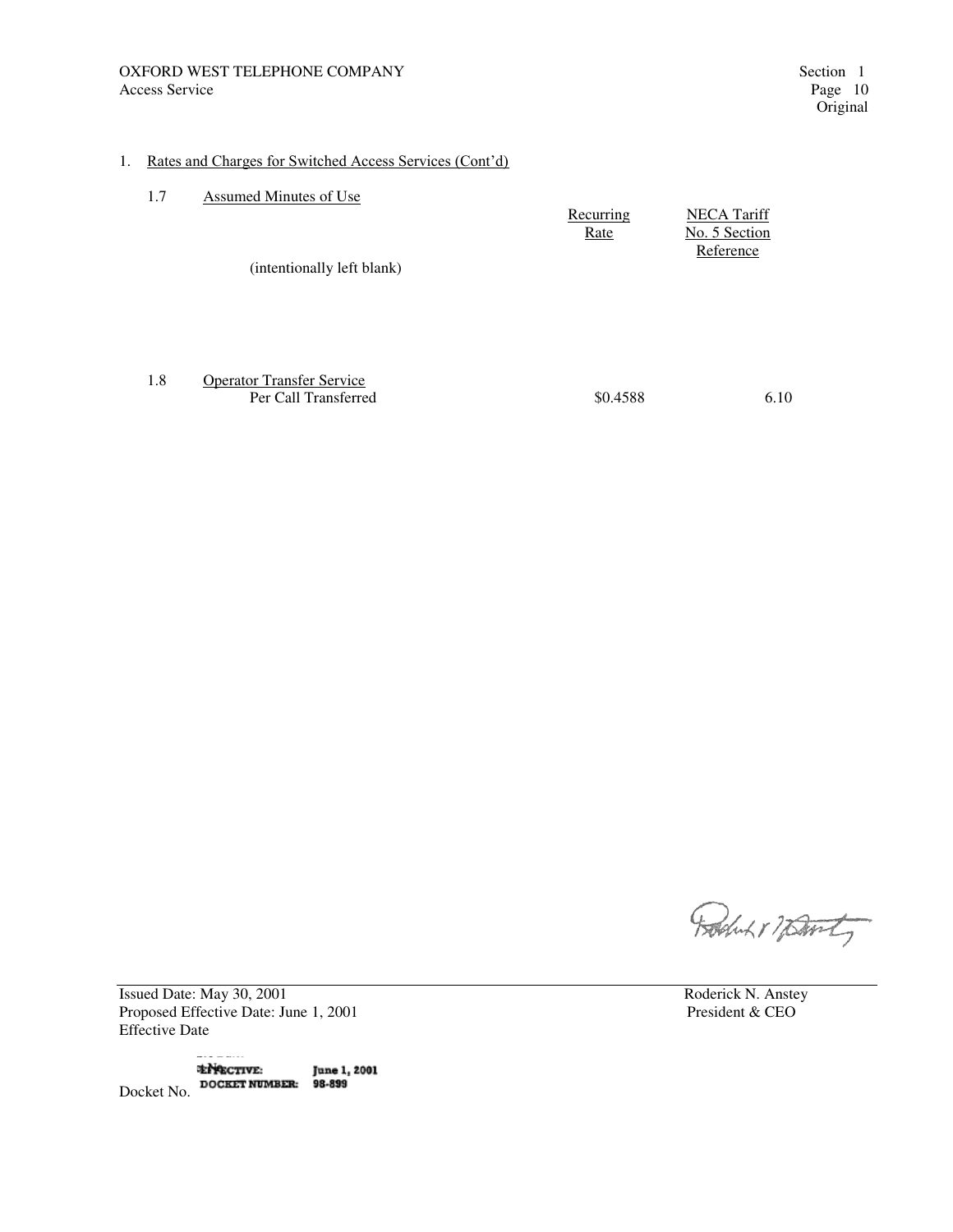1. Rates and Charges for Switched Access Services (Cont'd)

1.7 Assumed Minutes of Use

| | Recurring Rate | NECA Tariff No. 5 Section Reference |
|---|---|---|
| (intentionally left blank) | | |

1.8 Operator Transfer Service

| | Recurring Rate | NECA Tariff No. 5 Section Reference |
|---|---|---|
| Per Call Transferred | $0.4588 | 6.10 |

Issued Date: May 30, 2001
Proposed Effective Date: June 1, 2001
Effective Date

Roderick N. Anstey
President & CEO

Docket No.

EFFECTIVE: June 1, 2001
DOCKET NUMBER: 98-899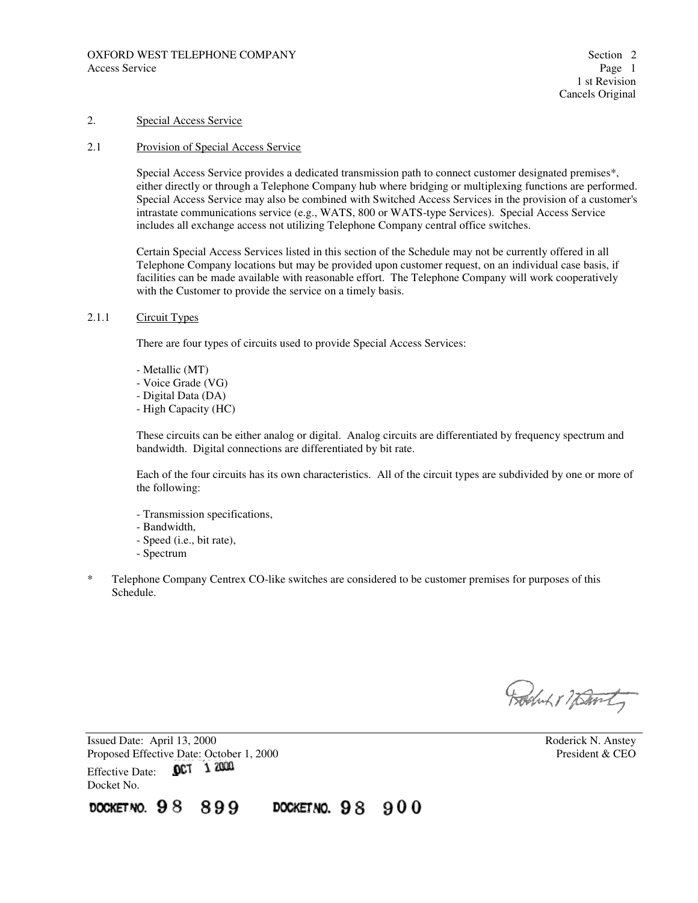## 2. Special Access Service

### 2.1 Provision of Special Access Service

Special Access Service provides a dedicated transmission path to connect customer designated premises*, either directly or through a Telephone Company hub where bridging or multiplexing functions are performed. Special Access Service may also be combined with Switched Access Services in the provision of a customer's intrastate communications service (e.g., WATS, 800 or WATS-type Services). Special Access Service includes all exchange access not utilizing Telephone Company central office switches.

Certain Special Access Services listed in this section of the Schedule may not be currently offered in all Telephone Company locations but may be provided upon customer request, on an individual case basis, if facilities can be made available with reasonable effort. The Telephone Company will work cooperatively with the Customer to provide the service on a timely basis.

#### 2.1.1 Circuit Types

There are four types of circuits used to provide Special Access Services:

- Metallic (MT)
- Voice Grade (VG)
- Digital Data (DA)
- High Capacity (HC)

These circuits can be either analog or digital. Analog circuits are differentiated by frequency spectrum and bandwidth. Digital connections are differentiated by bit rate.

Each of the four circuits has its own characteristics. All of the circuit types are subdivided by one or more of the following:

- Transmission specifications,
- Bandwidth,
- Speed (i.e., bit rate),
- Spectrum

\* Telephone Company Centrex CO-like switches are considered to be customer premises for purposes of this Schedule.

Issued Date: April 13, 2000
Proposed Effective Date: October 1, 2000
Effective Date: OCT 1 2000
Docket No.

Roderick N. Anstey
President & CEO

DOCKET NO. 98 899 DOCKET NO. 98 900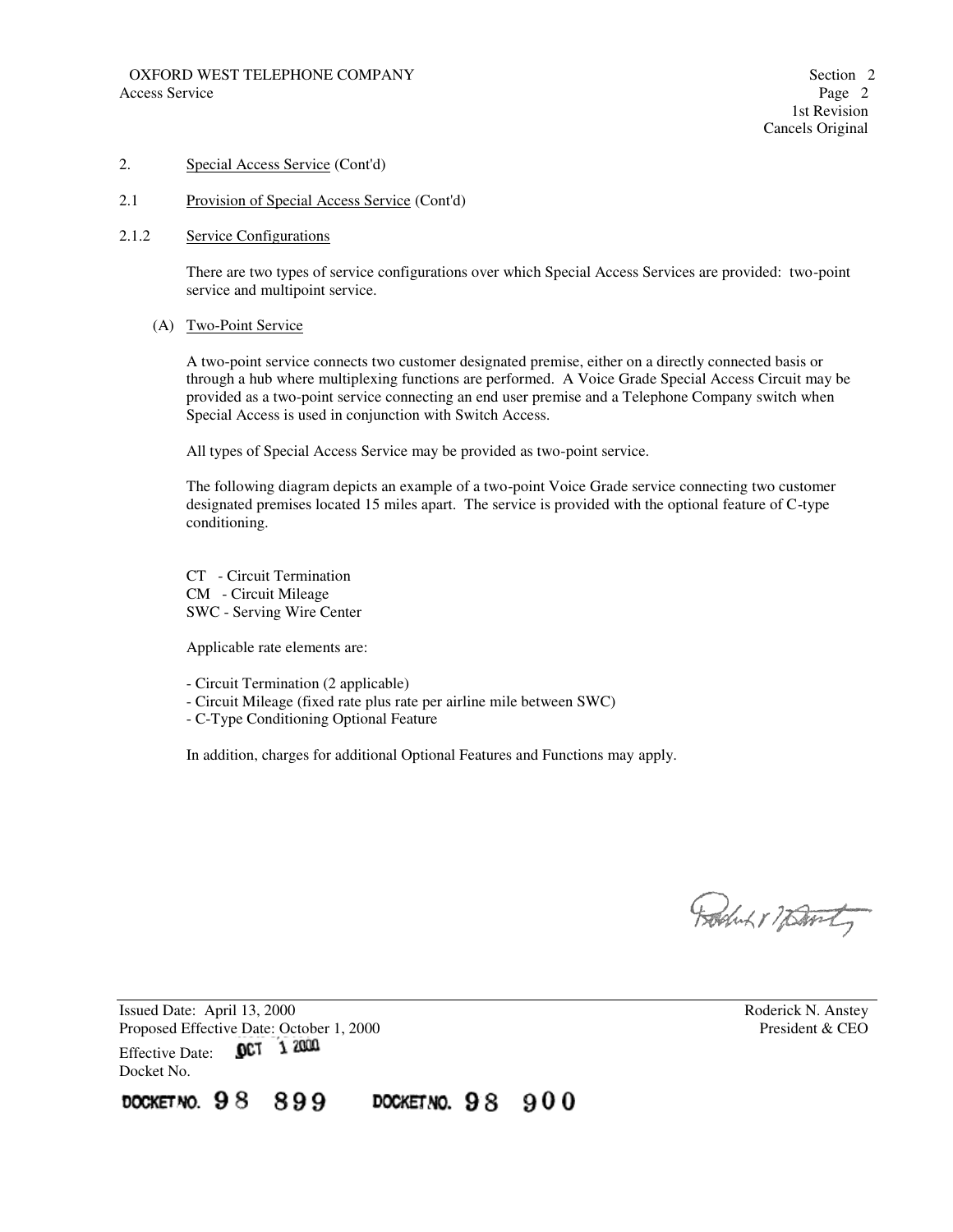2. Special Access Service (Cont'd)

2.1 Provision of Special Access Service (Cont'd)

2.1.2 Service Configurations

There are two types of service configurations over which Special Access Services are provided: two-point service and multipoint service.

(A) Two-Point Service

A two-point service connects two customer designated premise, either on a directly connected basis or through a hub where multiplexing functions are performed. A Voice Grade Special Access Circuit may be provided as a two-point service connecting an end user premise and a Telephone Company switch when Special Access is used in conjunction with Switch Access.

All types of Special Access Service may be provided as two-point service.

The following diagram depicts an example of a two-point Voice Grade service connecting two customer designated premises located 15 miles apart. The service is provided with the optional feature of C-type conditioning.

CT - Circuit Termination
CM - Circuit Mileage
SWC - Serving Wire Center

Applicable rate elements are:

- Circuit Termination (2 applicable)
- Circuit Mileage (fixed rate plus rate per airline mile between SWC)
- C-Type Conditioning Optional Feature

In addition, charges for additional Optional Features and Functions may apply.

Issued Date: April 13, 2000
Proposed Effective Date: October 1, 2000
Effective Date: OCT 1 2000
Docket No.

Roderick N. Anstey
President & CEO

DOCKET NO. 98 899 DOCKET NO. 98 900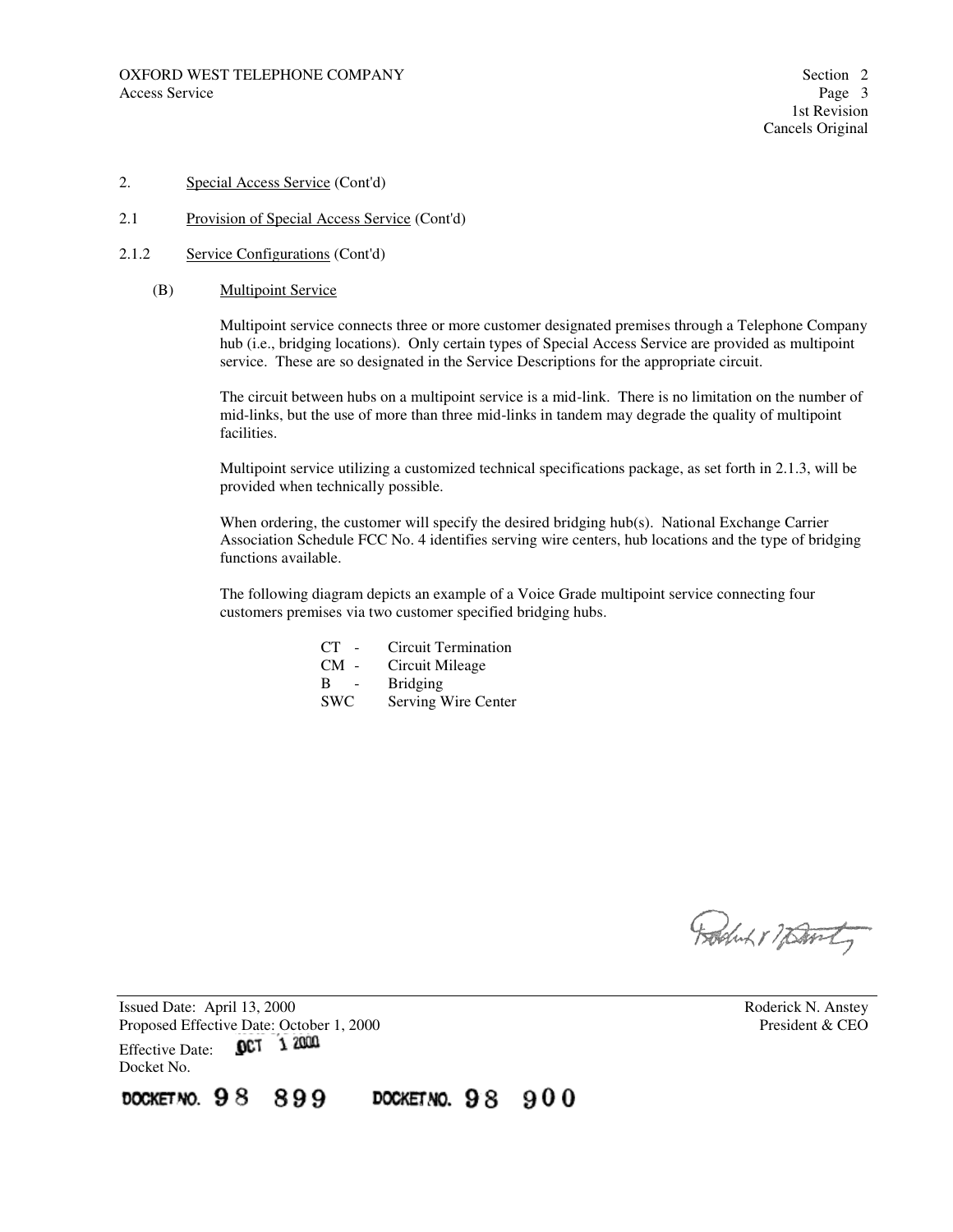2. Special Access Service (Cont'd)

2.1 Provision of Special Access Service (Cont'd)

2.1.2 Service Configurations (Cont'd)

(B) Multipoint Service

Multipoint service connects three or more customer designated premises through a Telephone Company hub (i.e., bridging locations). Only certain types of Special Access Service are provided as multipoint service. These are so designated in the Service Descriptions for the appropriate circuit.

The circuit between hubs on a multipoint service is a mid-link. There is no limitation on the number of mid-links, but the use of more than three mid-links in tandem may degrade the quality of multipoint facilities.

Multipoint service utilizing a customized technical specifications package, as set forth in 2.1.3, will be provided when technically possible.

When ordering, the customer will specify the desired bridging hub(s). National Exchange Carrier Association Schedule FCC No. 4 identifies serving wire centers, hub locations and the type of bridging functions available.

The following diagram depicts an example of a Voice Grade multipoint service connecting four customers premises via two customer specified bridging hubs.

CT - Circuit Termination
CM - Circuit Mileage
B - Bridging
SWC Serving Wire Center

Issued Date: April 13, 2000
Proposed Effective Date: October 1, 2000
Effective Date: OCT 1 2000
Docket No.

Roderick N. Anstey
President & CEO

DOCKET NO. 98 899 DOCKET NO. 98 900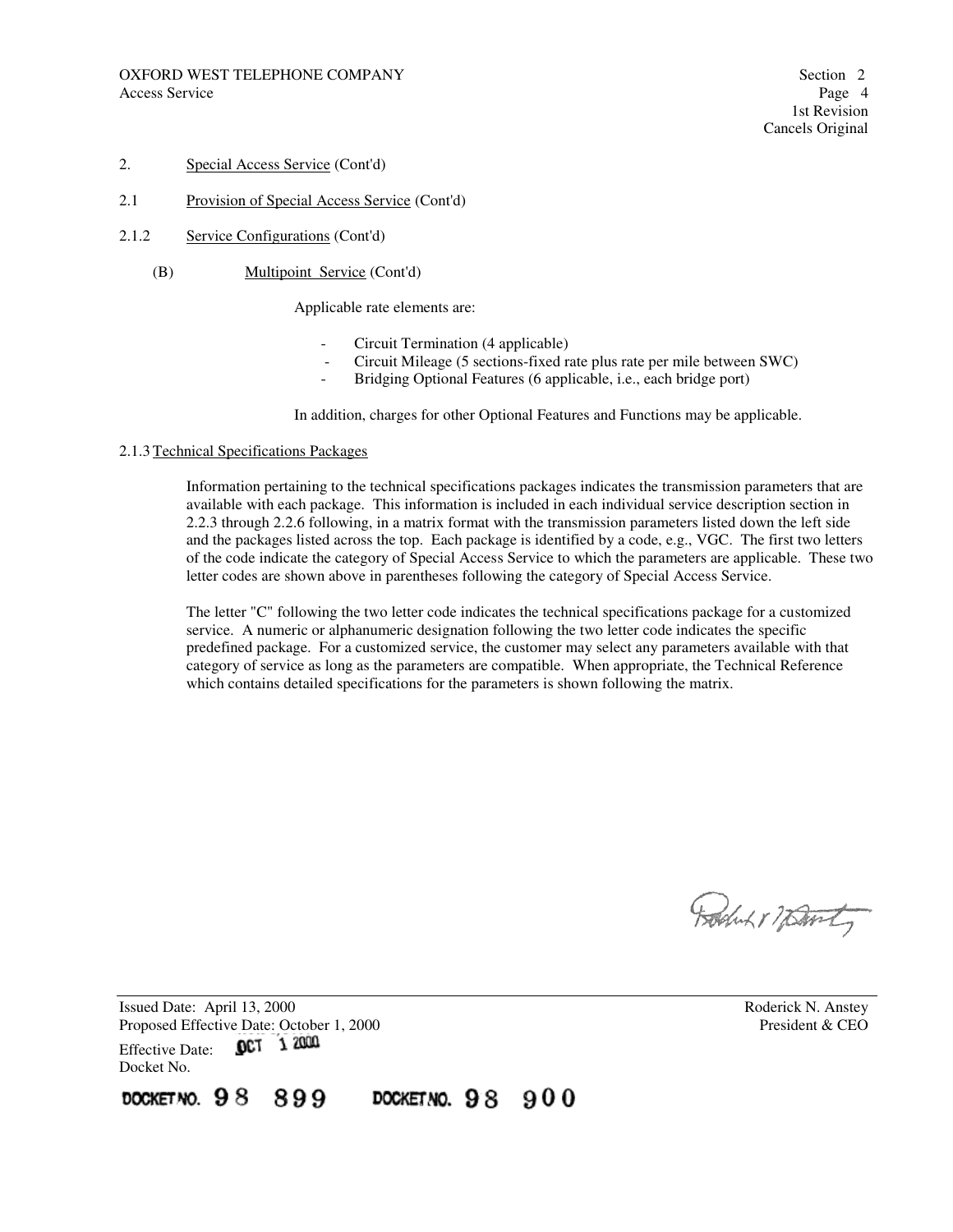2. Special Access Service (Cont'd)

2.1 Provision of Special Access Service (Cont'd)

2.1.2 Service Configurations (Cont'd)

(B) Multipoint Service (Cont'd)

Applicable rate elements are:

- Circuit Termination (4 applicable)
- Circuit Mileage (5 sections-fixed rate plus rate per mile between SWC)
- Bridging Optional Features (6 applicable, i.e., each bridge port)

In addition, charges for other Optional Features and Functions may be applicable.

2.1.3 Technical Specifications Packages

Information pertaining to the technical specifications packages indicates the transmission parameters that are available with each package. This information is included in each individual service description section in 2.2.3 through 2.2.6 following, in a matrix format with the transmission parameters listed down the left side and the packages listed across the top. Each package is identified by a code, e.g., VGC. The first two letters of the code indicate the category of Special Access Service to which the parameters are applicable. These two letter codes are shown above in parentheses following the category of Special Access Service.

The letter "C" following the two letter code indicates the technical specifications package for a customized service. A numeric or alphanumeric designation following the two letter code indicates the specific predefined package. For a customized service, the customer may select any parameters available with that category of service as long as the parameters are compatible. When appropriate, the Technical Reference which contains detailed specifications for the parameters is shown following the matrix.

Issued Date: April 13, 2000
Proposed Effective Date: October 1, 2000
Effective Date: OCT 1 2000
Docket No.

Roderick N. Anstey
President & CEO

DOCKET NO. 98 899 DOCKET NO. 98 900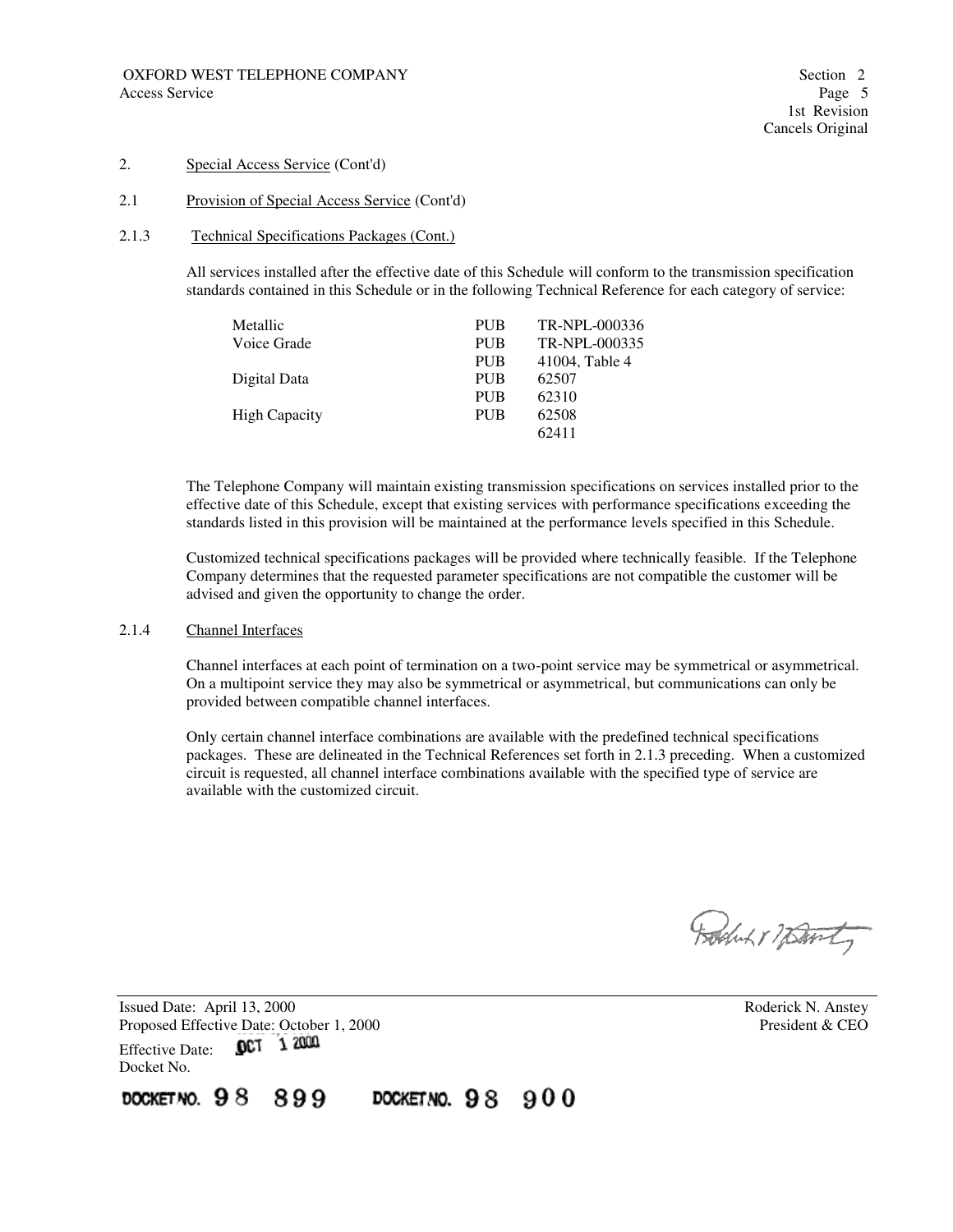## 2. Special Access Service (Cont'd)

### 2.1 Provision of Special Access Service (Cont'd)

#### 2.1.3 Technical Specifications Packages (Cont.)

All services installed after the effective date of this Schedule will conform to the transmission specification standards contained in this Schedule or in the following Technical Reference for each category of service:

| | | |
|---|---|---|
| Metallic | PUB | TR-NPL-000336 |
| Voice Grade | PUB | TR-NPL-000335 |
| | PUB | 41004, Table 4 |
| Digital Data | PUB | 62507 |
| | PUB | 62310 |
| High Capacity | PUB | 62508 |
| | | 62411 |

The Telephone Company will maintain existing transmission specifications on services installed prior to the effective date of this Schedule, except that existing services with performance specifications exceeding the standards listed in this provision will be maintained at the performance levels specified in this Schedule.

Customized technical specifications packages will be provided where technically feasible. If the Telephone Company determines that the requested parameter specifications are not compatible the customer will be advised and given the opportunity to change the order.

#### 2.1.4 Channel Interfaces

Channel interfaces at each point of termination on a two-point service may be symmetrical or asymmetrical. On a multipoint service they may also be symmetrical or asymmetrical, but communications can only be provided between compatible channel interfaces.

Only certain channel interface combinations are available with the predefined technical specifications packages. These are delineated in the Technical References set forth in 2.1.3 preceding. When a customized circuit is requested, all channel interface combinations available with the specified type of service are available with the customized circuit.

Issued Date: April 13, 2000
Proposed Effective Date: October 1, 2000
Effective Date: OCT 1 2000
Docket No.

DOCKET NO. 98 899 DOCKET NO. 98 900

Roderick N. Anstey
President & CEO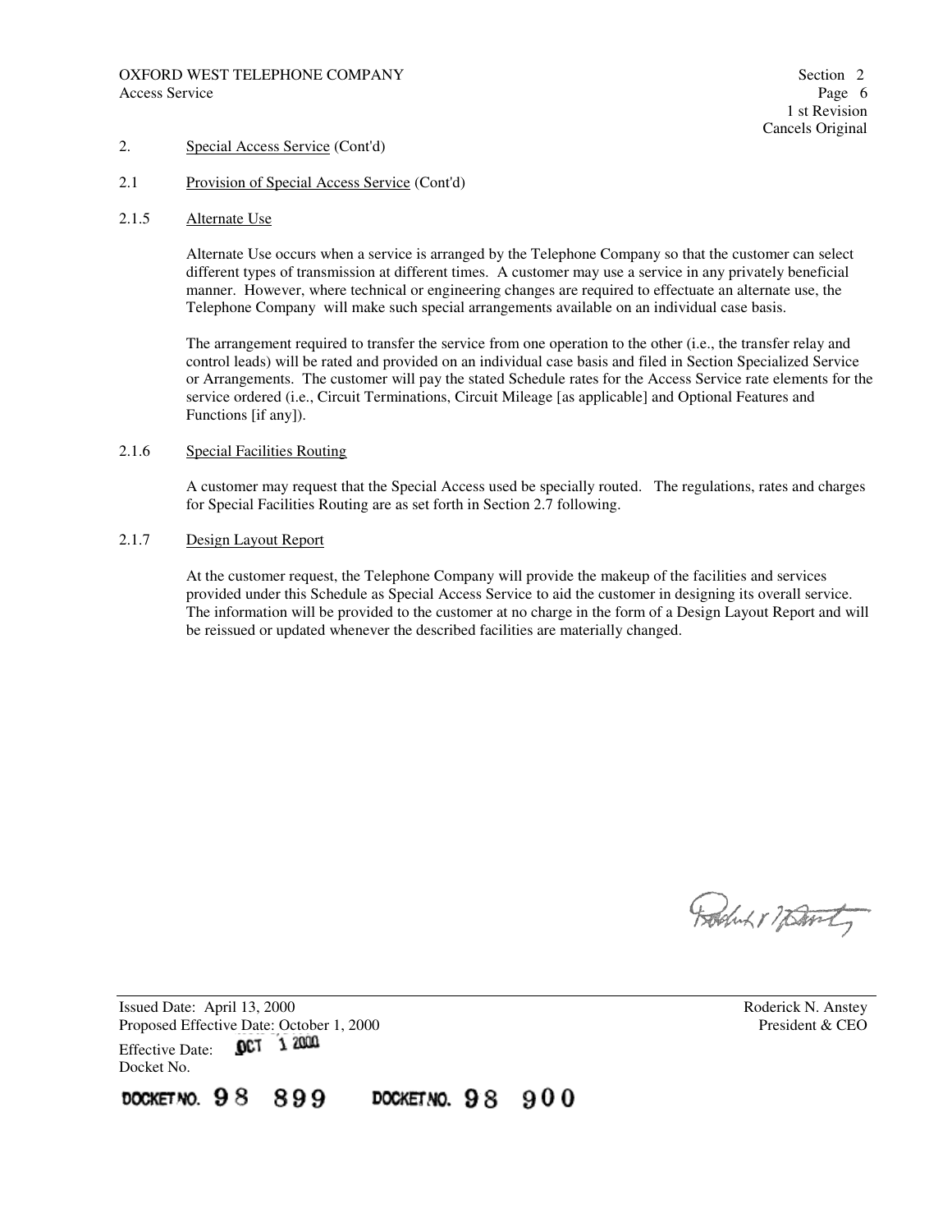2. Special Access Service (Cont'd)

2.1 Provision of Special Access Service (Cont'd)

2.1.5 Alternate Use

Alternate Use occurs when a service is arranged by the Telephone Company so that the customer can select different types of transmission at different times. A customer may use a service in any privately beneficial manner. However, where technical or engineering changes are required to effectuate an alternate use, the Telephone Company will make such special arrangements available on an individual case basis.

The arrangement required to transfer the service from one operation to the other (i.e., the transfer relay and control leads) will be rated and provided on an individual case basis and filed in Section Specialized Service or Arrangements. The customer will pay the stated Schedule rates for the Access Service rate elements for the service ordered (i.e., Circuit Terminations, Circuit Mileage [as applicable] and Optional Features and Functions [if any]).

2.1.6 Special Facilities Routing

A customer may request that the Special Access used be specially routed. The regulations, rates and charges for Special Facilities Routing are as set forth in Section 2.7 following.

2.1.7 Design Layout Report

At the customer request, the Telephone Company will provide the makeup of the facilities and services provided under this Schedule as Special Access Service to aid the customer in designing its overall service. The information will be provided to the customer at no charge in the form of a Design Layout Report and will be reissued or updated whenever the described facilities are materially changed.

Issued Date: April 13, 2000
Proposed Effective Date: October 1, 2000
Effective Date: OCT 1 2000
Docket No.

Roderick N. Anstey
President & CEO

DOCKET NO. 98 899 DOCKET NO. 98 900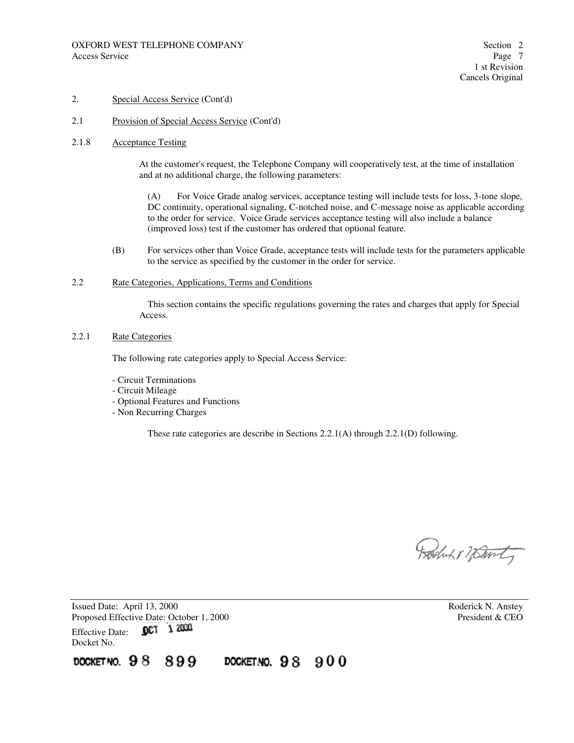2. Special Access Service (Cont'd)

2.1 Provision of Special Access Service (Cont'd)

2.1.8 Acceptance Testing

At the customer's request, the Telephone Company will cooperatively test, at the time of installation and at no additional charge, the following parameters:

(A) For Voice Grade analog services, acceptance testing will include tests for loss, 3-tone slope, DC continuity, operational signaling, C-notched noise, and C-message noise as applicable according to the order for service. Voice Grade services acceptance testing will also include a balance (improved loss) test if the customer has ordered that optional feature.

(B) For services other than Voice Grade, acceptance tests will include tests for the parameters applicable to the service as specified by the customer in the order for service.

2.2 Rate Categories, Applications, Terms and Conditions

This section contains the specific regulations governing the rates and charges that apply for Special Access.

2.2.1 Rate Categories

The following rate categories apply to Special Access Service:

- Circuit Terminations
- Circuit Mileage
- Optional Features and Functions
- Non Recurring Charges

These rate categories are describe in Sections 2.2.1(A) through 2.2.1(D) following.

Issued Date: April 13, 2000
Proposed Effective Date: October 1, 2000
Effective Date: OCT 1 2000
Docket No.

Roderick N. Anstey
President & CEO

DOCKET NO. 98 899 DOCKET NO. 98 900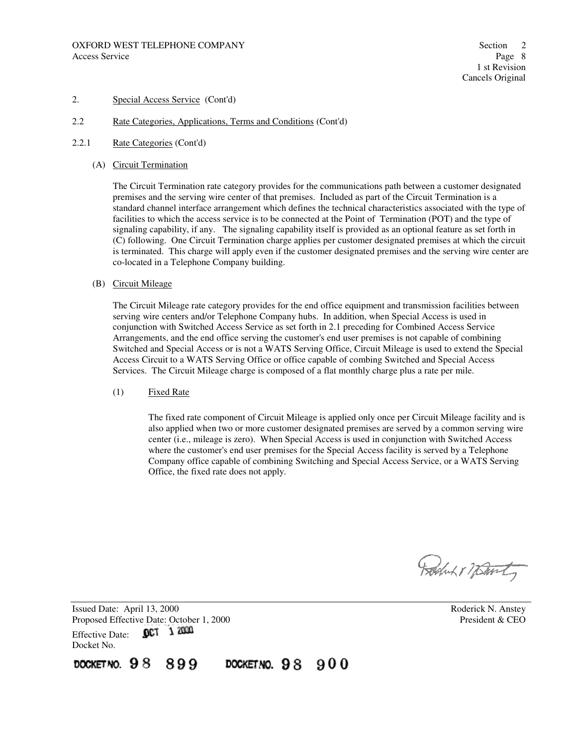2. Special Access Service (Cont'd)

2.2 Rate Categories, Applications, Terms and Conditions (Cont'd)

2.2.1 Rate Categories (Cont'd)

(A) Circuit Termination

The Circuit Termination rate category provides for the communications path between a customer designated premises and the serving wire center of that premises. Included as part of the Circuit Termination is a standard channel interface arrangement which defines the technical characteristics associated with the type of facilities to which the access service is to be connected at the Point of Termination (POT) and the type of signaling capability, if any. The signaling capability itself is provided as an optional feature as set forth in (C) following. One Circuit Termination charge applies per customer designated premises at which the circuit is terminated. This charge will apply even if the customer designated premises and the serving wire center are co-located in a Telephone Company building.

(B) Circuit Mileage

The Circuit Mileage rate category provides for the end office equipment and transmission facilities between serving wire centers and/or Telephone Company hubs. In addition, when Special Access is used in conjunction with Switched Access Service as set forth in 2.1 preceding for Combined Access Service Arrangements, and the end office serving the customer's end user premises is not capable of combining Switched and Special Access or is not a WATS Serving Office, Circuit Mileage is used to extend the Special Access Circuit to a WATS Serving Office or office capable of combing Switched and Special Access Services. The Circuit Mileage charge is composed of a flat monthly charge plus a rate per mile.

(1) Fixed Rate

The fixed rate component of Circuit Mileage is applied only once per Circuit Mileage facility and is also applied when two or more customer designated premises are served by a common serving wire center (i.e., mileage is zero). When Special Access is used in conjunction with Switched Access where the customer's end user premises for the Special Access facility is served by a Telephone Company office capable of combining Switching and Special Access Service, or a WATS Serving Office, the fixed rate does not apply.

Issued Date: April 13, 2000
Proposed Effective Date: October 1, 2000
Effective Date: OCT 1 2000
Docket No.

DOCKET NO. 98 899 DOCKET NO. 98 900

Roderick N. Anstey
President & CEO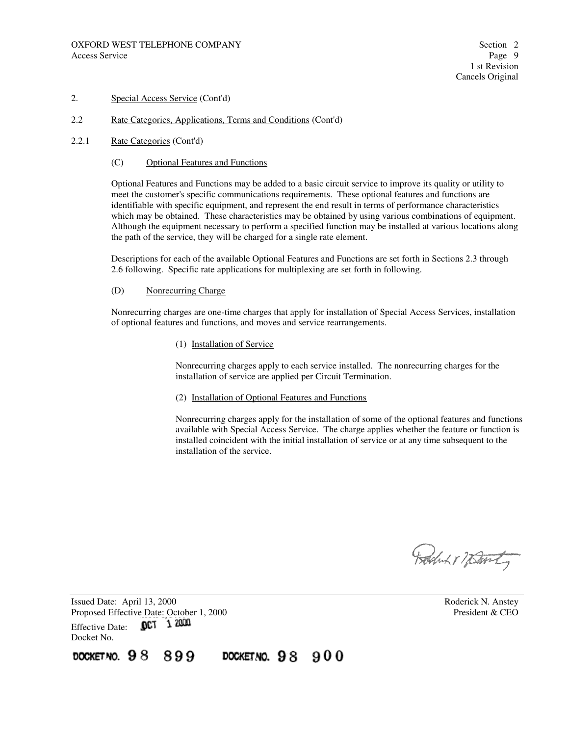2. Special Access Service (Cont'd)

2.2 Rate Categories, Applications, Terms and Conditions (Cont'd)

2.2.1 Rate Categories (Cont'd)

(C) Optional Features and Functions

Optional Features and Functions may be added to a basic circuit service to improve its quality or utility to meet the customer's specific communications requirements. These optional features and functions are identifiable with specific equipment, and represent the end result in terms of performance characteristics which may be obtained. These characteristics may be obtained by using various combinations of equipment. Although the equipment necessary to perform a specified function may be installed at various locations along the path of the service, they will be charged for a single rate element.

Descriptions for each of the available Optional Features and Functions are set forth in Sections 2.3 through 2.6 following. Specific rate applications for multiplexing are set forth in following.

(D) Nonrecurring Charge

Nonrecurring charges are one-time charges that apply for installation of Special Access Services, installation of optional features and functions, and moves and service rearrangements.

(1) Installation of Service

Nonrecurring charges apply to each service installed. The nonrecurring charges for the installation of service are applied per Circuit Termination.

(2) Installation of Optional Features and Functions

Nonrecurring charges apply for the installation of some of the optional features and functions available with Special Access Service. The charge applies whether the feature or function is installed coincident with the initial installation of service or at any time subsequent to the installation of the service.

Issued Date: April 13, 2000
Proposed Effective Date: October 1, 2000
Effective Date: OCT 1 2000
Docket No.

Roderick N. Anstey
President & CEO

DOCKET NO. 98 899 DOCKET NO. 98 900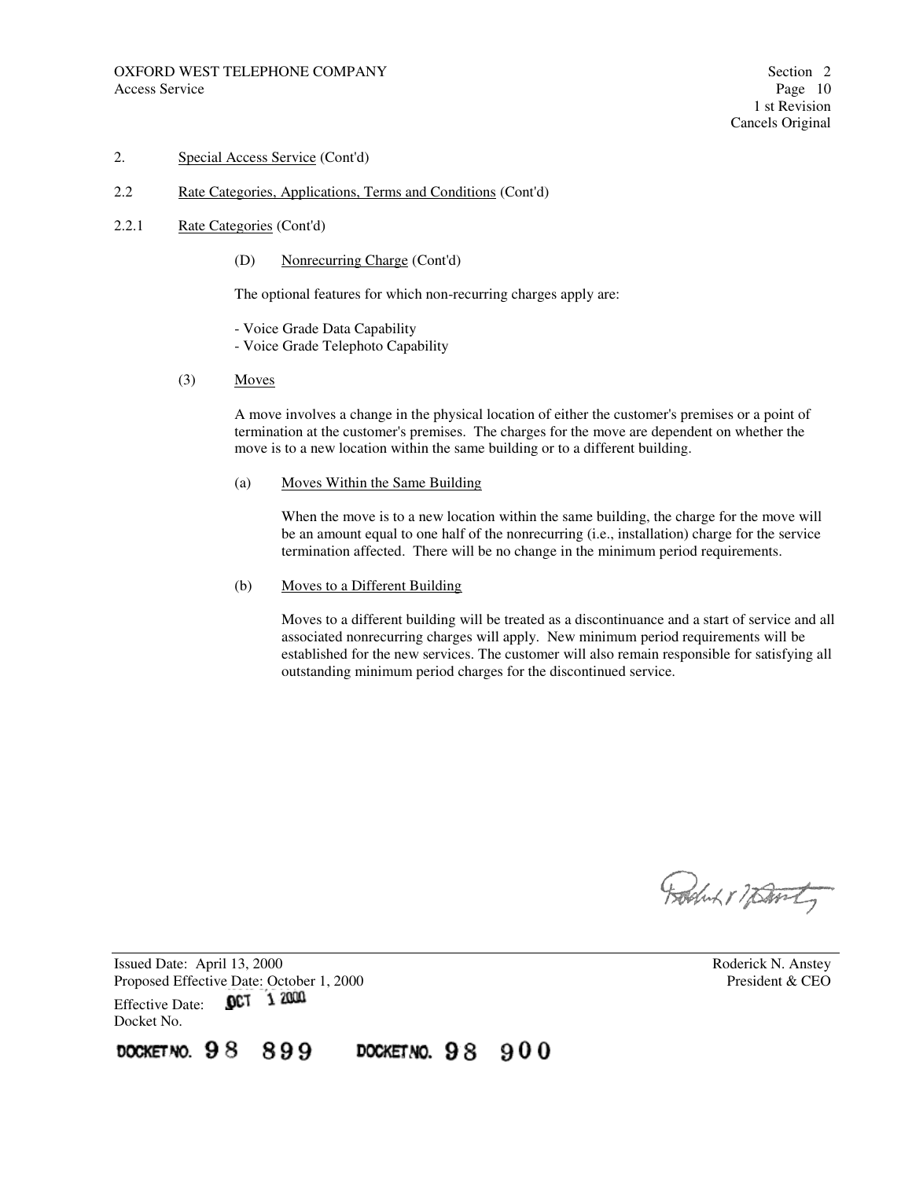2. Special Access Service (Cont'd)

2.2 Rate Categories, Applications, Terms and Conditions (Cont'd)

2.2.1 Rate Categories (Cont'd)

(D) Nonrecurring Charge (Cont'd)

The optional features for which non-recurring charges apply are:

- Voice Grade Data Capability
- Voice Grade Telephoto Capability

(3) Moves

A move involves a change in the physical location of either the customer's premises or a point of termination at the customer's premises. The charges for the move are dependent on whether the move is to a new location within the same building or to a different building.

(a) Moves Within the Same Building

When the move is to a new location within the same building, the charge for the move will be an amount equal to one half of the nonrecurring (i.e., installation) charge for the service termination affected. There will be no change in the minimum period requirements.

(b) Moves to a Different Building

Moves to a different building will be treated as a discontinuance and a start of service and all associated nonrecurring charges will apply. New minimum period requirements will be established for the new services. The customer will also remain responsible for satisfying all outstanding minimum period charges for the discontinued service.

Issued Date: April 13, 2000
Proposed Effective Date: October 1, 2000
Effective Date: OCT 1 2000
Docket No.

Roderick N. Anstey
President & CEO

DOCKET NO. 98 899 DOCKET NO. 98 900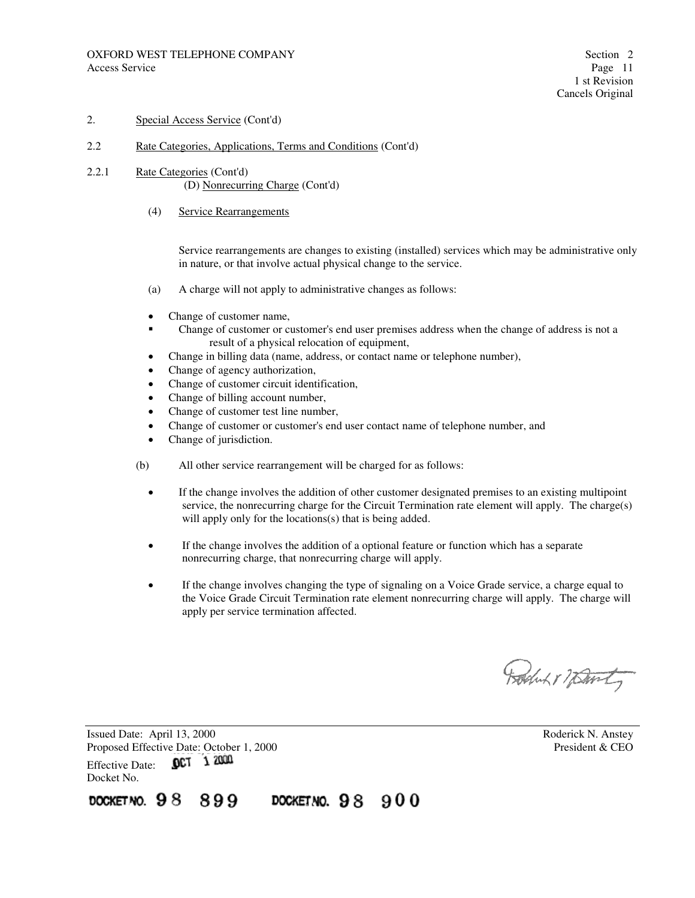2. Special Access Service (Cont'd)

2.2 Rate Categories, Applications, Terms and Conditions (Cont'd)

2.2.1 Rate Categories (Cont'd)

(D) Nonrecurring Charge (Cont'd)

(4) Service Rearrangements

Service rearrangements are changes to existing (installed) services which may be administrative only in nature, or that involve actual physical change to the service.

(a) A charge will not apply to administrative changes as follows:

- Change of customer name,
- Change of customer or customer's end user premises address when the change of address is not a result of a physical relocation of equipment,
- Change in billing data (name, address, or contact name or telephone number),
- Change of agency authorization,
- Change of customer circuit identification,
- Change of billing account number,
- Change of customer test line number,
- Change of customer or customer's end user contact name of telephone number, and
- Change of jurisdiction.

(b) All other service rearrangement will be charged for as follows:

- If the change involves the addition of other customer designated premises to an existing multipoint service, the nonrecurring charge for the Circuit Termination rate element will apply. The charge(s) will apply only for the locations(s) that is being added.

- If the change involves the addition of a optional feature or function which has a separate nonrecurring charge, that nonrecurring charge will apply.

- If the change involves changing the type of signaling on a Voice Grade service, a charge equal to the Voice Grade Circuit Termination rate element nonrecurring charge will apply. The charge will apply per service termination affected.

Issued Date: April 13, 2000
Proposed Effective Date: October 1, 2000
Effective Date: OCT 1 2000
Docket No.

Roderick N. Anstey
President & CEO

DOCKET NO. 98 899 DOCKET NO. 98 900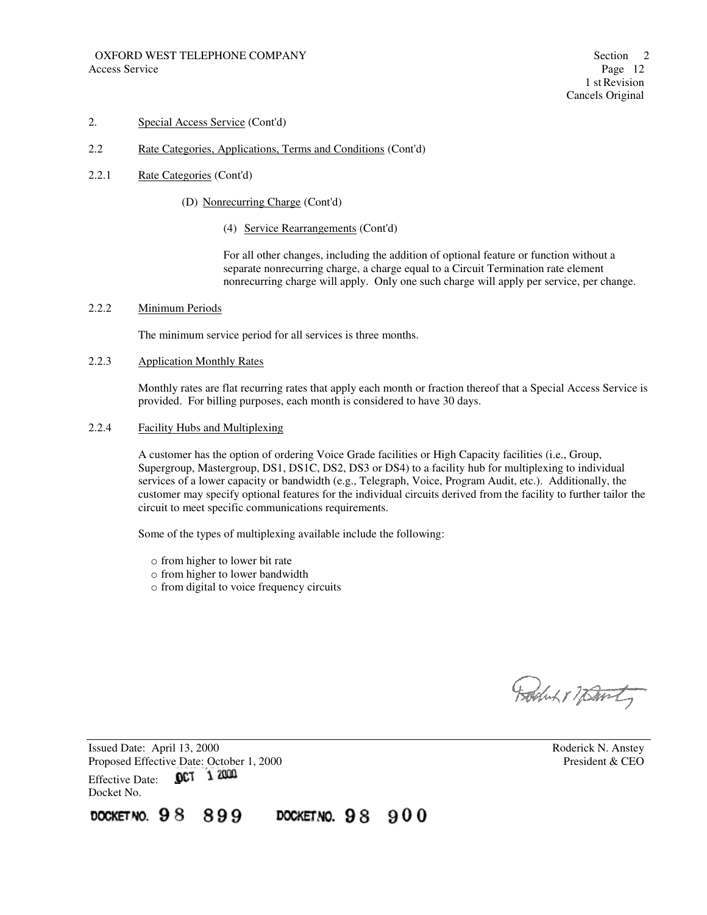2. Special Access Service (Cont'd)

2.2 Rate Categories, Applications, Terms and Conditions (Cont'd)

2.2.1 Rate Categories (Cont'd)

(D) Nonrecurring Charge (Cont'd)

(4) Service Rearrangements (Cont'd)

For all other changes, including the addition of optional feature or function without a separate nonrecurring charge, a charge equal to a Circuit Termination rate element nonrecurring charge will apply. Only one such charge will apply per service, per change.

2.2.2 Minimum Periods

The minimum service period for all services is three months.

2.2.3 Application Monthly Rates

Monthly rates are flat recurring rates that apply each month or fraction thereof that a Special Access Service is provided. For billing purposes, each month is considered to have 30 days.

2.2.4 Facility Hubs and Multiplexing

A customer has the option of ordering Voice Grade facilities or High Capacity facilities (i.e., Group, Supergroup, Mastergroup, DS1, DS1C, DS2, DS3 or DS4) to a facility hub for multiplexing to individual services of a lower capacity or bandwidth (e.g., Telegraph, Voice, Program Audit, etc.). Additionally, the customer may specify optional features for the individual circuits derived from the facility to further tailor the circuit to meet specific communications requirements.

Some of the types of multiplexing available include the following:

- from higher to lower bit rate
- from higher to lower bandwidth
- from digital to voice frequency circuits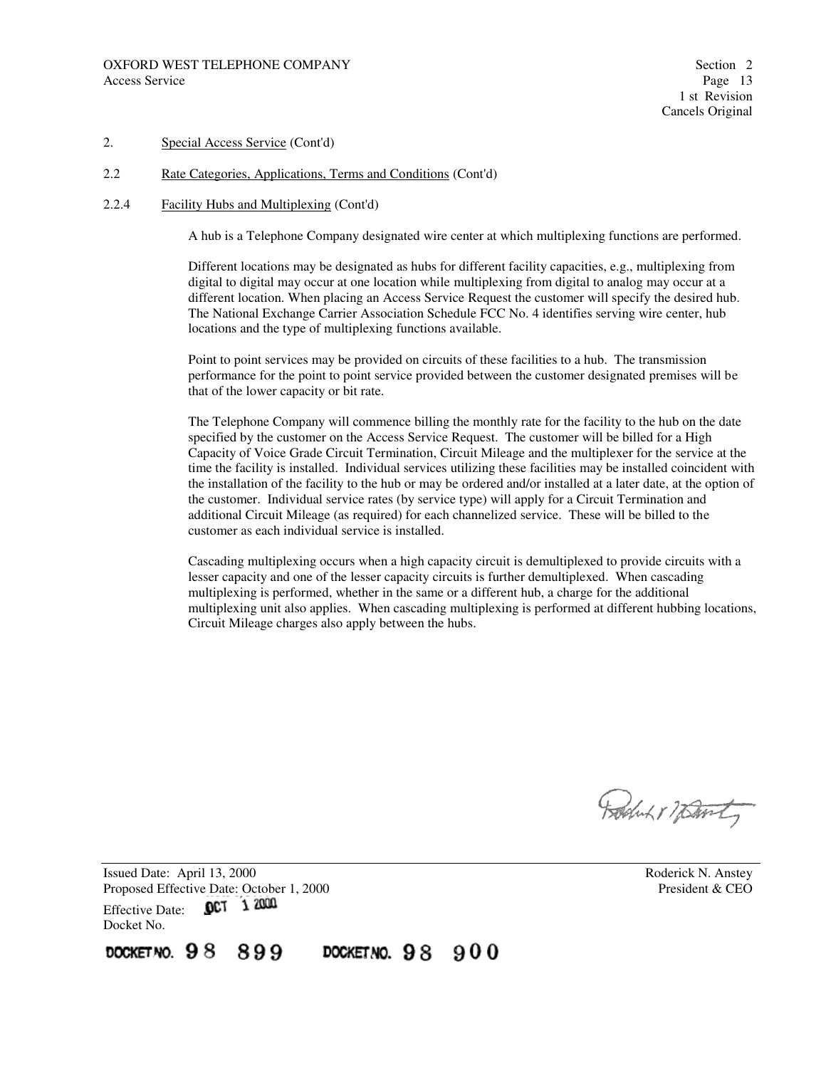2. Special Access Service (Cont'd)

2.2 Rate Categories, Applications, Terms and Conditions (Cont'd)

2.2.4 Facility Hubs and Multiplexing (Cont'd)

A hub is a Telephone Company designated wire center at which multiplexing functions are performed.

Different locations may be designated as hubs for different facility capacities, e.g., multiplexing from digital to digital may occur at one location while multiplexing from digital to analog may occur at a different location. When placing an Access Service Request the customer will specify the desired hub. The National Exchange Carrier Association Schedule FCC No. 4 identifies serving wire center, hub locations and the type of multiplexing functions available.

Point to point services may be provided on circuits of these facilities to a hub. The transmission performance for the point to point service provided between the customer designated premises will be that of the lower capacity or bit rate.

The Telephone Company will commence billing the monthly rate for the facility to the hub on the date specified by the customer on the Access Service Request. The customer will be billed for a High Capacity of Voice Grade Circuit Termination, Circuit Mileage and the multiplexer for the service at the time the facility is installed. Individual services utilizing these facilities may be installed coincident with the installation of the facility to the hub or may be ordered and/or installed at a later date, at the option of the customer. Individual service rates (by service type) will apply for a Circuit Termination and additional Circuit Mileage (as required) for each channelized service. These will be billed to the customer as each individual service is installed.

Cascading multiplexing occurs when a high capacity circuit is demultiplexed to provide circuits with a lesser capacity and one of the lesser capacity circuits is further demultiplexed. When cascading multiplexing is performed, whether in the same or a different hub, a charge for the additional multiplexing unit also applies. When cascading multiplexing is performed at different hubbing locations, Circuit Mileage charges also apply between the hubs.

Issued Date: April 13, 2000
Proposed Effective Date: October 1, 2000
Effective Date: OCT 1 2000
Docket No.

Roderick N. Anstey
President & CEO

DOCKET NO. 98 899 DOCKET NO. 98 900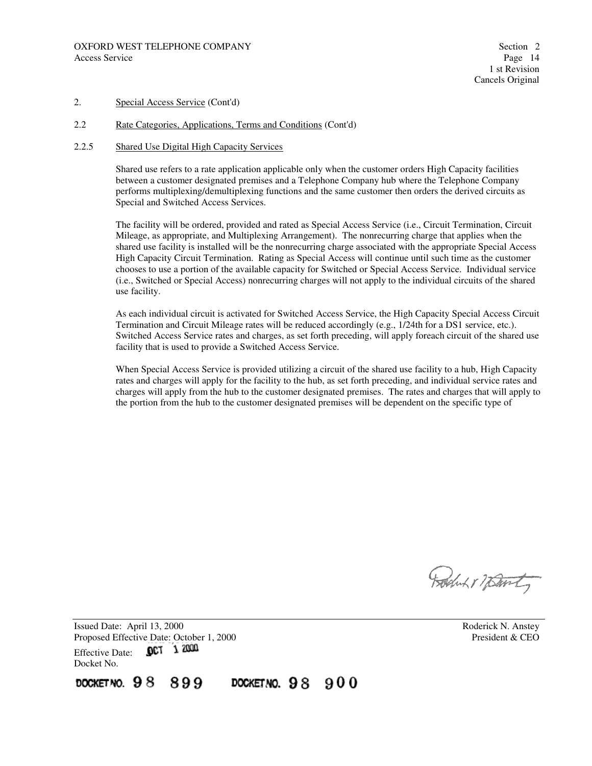2. Special Access Service (Cont'd)

2.2 Rate Categories, Applications, Terms and Conditions (Cont'd)

2.2.5 Shared Use Digital High Capacity Services

Shared use refers to a rate application applicable only when the customer orders High Capacity facilities between a customer designated premises and a Telephone Company hub where the Telephone Company performs multiplexing/demultiplexing functions and the same customer then orders the derived circuits as Special and Switched Access Services.

The facility will be ordered, provided and rated as Special Access Service (i.e., Circuit Termination, Circuit Mileage, as appropriate, and Multiplexing Arrangement). The nonrecurring charge that applies when the shared use facility is installed will be the nonrecurring charge associated with the appropriate Special Access High Capacity Circuit Termination. Rating as Special Access will continue until such time as the customer chooses to use a portion of the available capacity for Switched or Special Access Service. Individual service (i.e., Switched or Special Access) nonrecurring charges will not apply to the individual circuits of the shared use facility.

As each individual circuit is activated for Switched Access Service, the High Capacity Special Access Circuit Termination and Circuit Mileage rates will be reduced accordingly (e.g., 1/24th for a DS1 service, etc.). Switched Access Service rates and charges, as set forth preceding, will apply foreach circuit of the shared use facility that is used to provide a Switched Access Service.

When Special Access Service is provided utilizing a circuit of the shared use facility to a hub, High Capacity rates and charges will apply for the facility to the hub, as set forth preceding, and individual service rates and charges will apply from the hub to the customer designated premises. The rates and charges that will apply to the portion from the hub to the customer designated premises will be dependent on the specific type of

Issued Date: April 13, 2000
Proposed Effective Date: October 1, 2000
Effective Date: OCT 1 2000
Docket No.

Roderick N. Anstey
President & CEO

DOCKET NO. 98 899 DOCKET NO. 98 900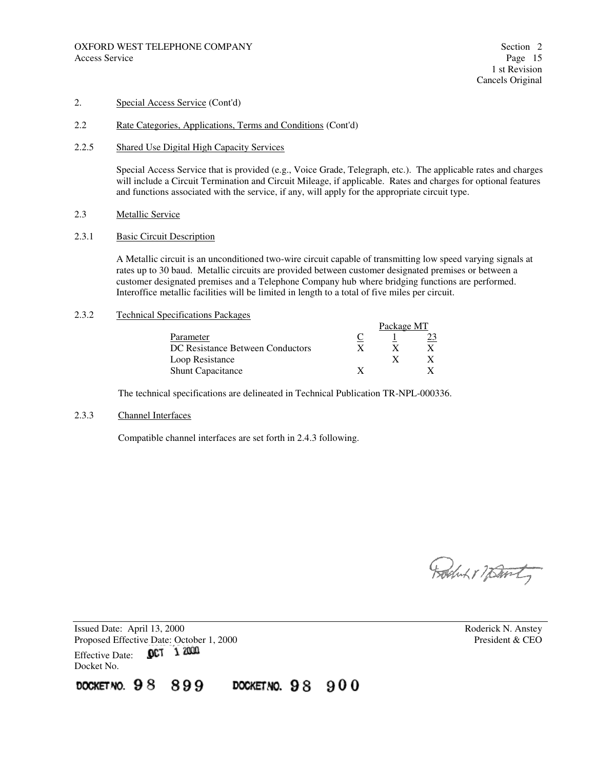2. Special Access Service (Cont'd)

2.2 Rate Categories, Applications, Terms and Conditions (Cont'd)

2.2.5 Shared Use Digital High Capacity Services

Special Access Service that is provided (e.g., Voice Grade, Telegraph, etc.). The applicable rates and charges will include a Circuit Termination and Circuit Mileage, if applicable. Rates and charges for optional features and functions associated with the service, if any, will apply for the appropriate circuit type.

2.3 Metallic Service

2.3.1 Basic Circuit Description

A Metallic circuit is an unconditioned two-wire circuit capable of transmitting low speed varying signals at rates up to 30 baud. Metallic circuits are provided between customer designated premises or between a customer designated premises and a Telephone Company hub where bridging functions are performed. Interoffice metallic facilities will be limited in length to a total of five miles per circuit.

2.3.2 Technical Specifications Packages

| | Package MT | | |
|---|---|---|---|
| Parameter | C | 1 | 23 |
| DC Resistance Between Conductors | X | X | X |
| Loop Resistance | | X | X |
| Shunt Capacitance | X | | X |

The technical specifications are delineated in Technical Publication TR-NPL-000336.

2.3.3 Channel Interfaces

Compatible channel interfaces are set forth in 2.4.3 following.

Issued Date: April 13, 2000
Proposed Effective Date: October 1, 2000
Effective Date: OCT 1 2000
Docket No.

DOCKET NO. 98 899 DOCKET NO. 98 900

Roderick N. Anstey
President & CEO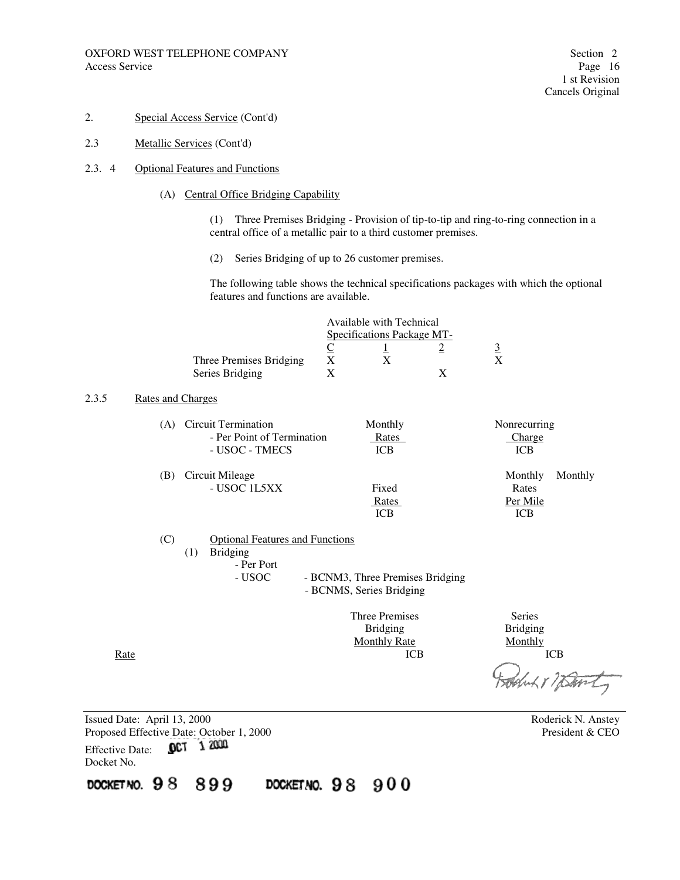OXFORD WEST TELEPHONE COMPANY
Access Service

Section 2
Page 16
1 st Revision
Cancels Original

2. Special Access Service (Cont'd)

2.3 Metallic Services (Cont'd)

2.3. 4 Optional Features and Functions

(A) Central Office Bridging Capability

(1) Three Premises Bridging - Provision of tip-to-tip and ring-to-ring connection in a central office of a metallic pair to a third customer premises.

(2) Series Bridging of up to 26 customer premises.

The following table shows the technical specifications packages with which the optional features and functions are available.

| | Available with Technical Specifications Package MT- | | | |
|---|---|---|---|---|
| | C | 1 | 2 | 3 |
| Three Premises Bridging | X | X | | X |
| Series Bridging | X | | X | |

2.3.5 Rates and Charges

(A) Circuit Termination
- Per Point of Termination
- USOC - TMECS

| Monthly Rates | Nonrecurring Charge |
|---|---|
| ICB | ICB |

(B) Circuit Mileage
- USOC 1L5XX

| Fixed Rates | Monthly Rates Per Mile | Monthly |
|---|---|---|
| ICB | ICB | |

(C) Optional Features and Functions
(1) Bridging
- Per Port
- USOC - BCNM3, Three Premises Bridging
- BCNMS, Series Bridging

| | Three Premises Bridging Monthly Rate | Series Bridging Monthly |
|---|---|---|
| Rate | ICB | ICB |

Issued Date: April 13, 2000
Proposed Effective Date: October 1, 2000
Effective Date: OCT 1 2000
Docket No.

Roderick N. Anstey
President & CEO

DOCKET NO. 98 899 DOCKET NO. 98 900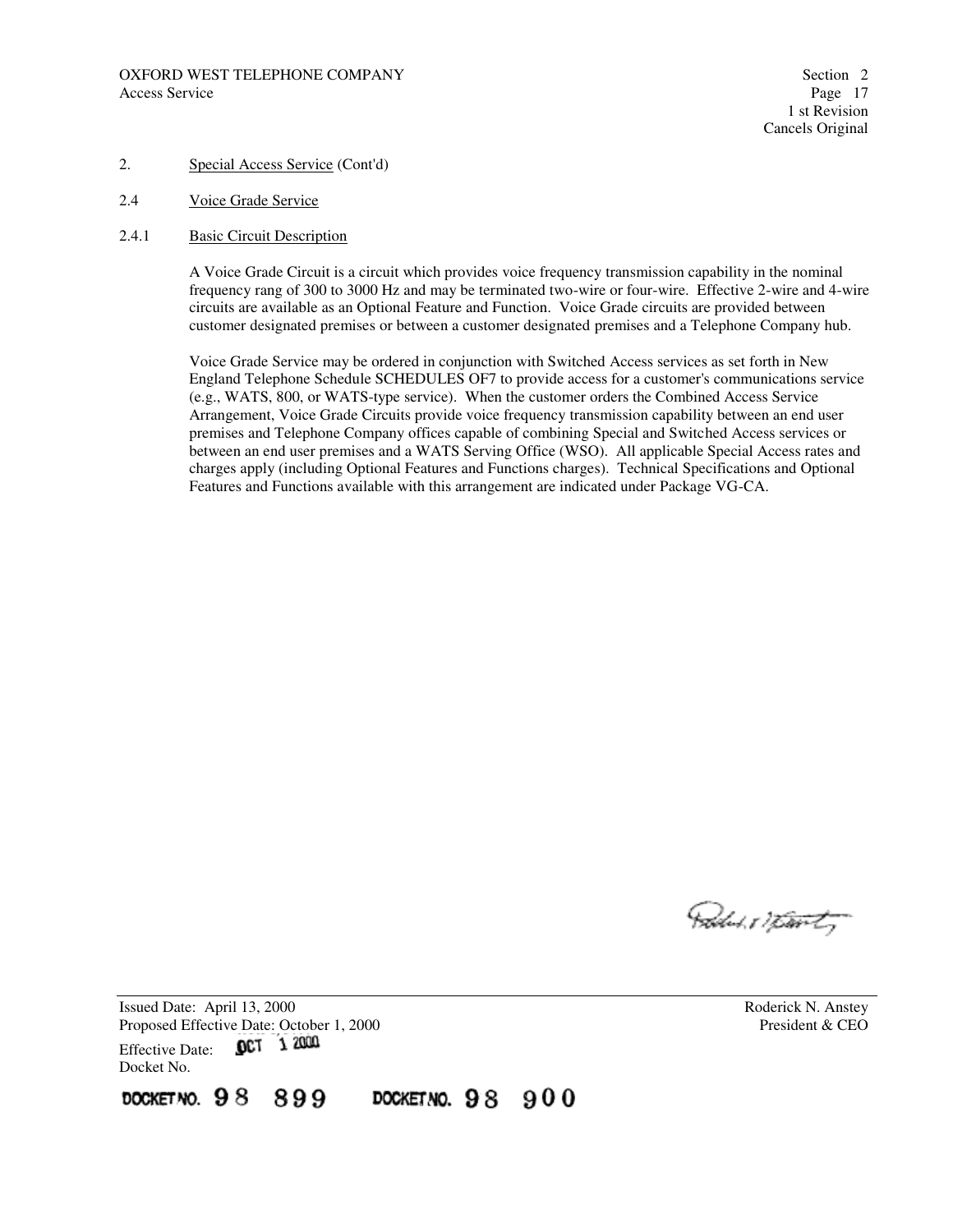2. Special Access Service (Cont'd)

2.4 Voice Grade Service

2.4.1 Basic Circuit Description

A Voice Grade Circuit is a circuit which provides voice frequency transmission capability in the nominal frequency rang of 300 to 3000 Hz and may be terminated two-wire or four-wire. Effective 2-wire and 4-wire circuits are available as an Optional Feature and Function. Voice Grade circuits are provided between customer designated premises or between a customer designated premises and a Telephone Company hub.

Voice Grade Service may be ordered in conjunction with Switched Access services as set forth in New England Telephone Schedule SCHEDULES OF7 to provide access for a customer's communications service (e.g., WATS, 800, or WATS-type service). When the customer orders the Combined Access Service Arrangement, Voice Grade Circuits provide voice frequency transmission capability between an end user premises and Telephone Company offices capable of combining Special and Switched Access services or between an end user premises and a WATS Serving Office (WSO). All applicable Special Access rates and charges apply (including Optional Features and Functions charges). Technical Specifications and Optional Features and Functions available with this arrangement are indicated under Package VG-CA.

Issued Date: April 13, 2000
Proposed Effective Date: October 1, 2000
Effective Date: OCT 1 2000
Docket No.

Roderick N. Anstey
President & CEO

DOCKET NO. 98 899 DOCKET NO. 98 900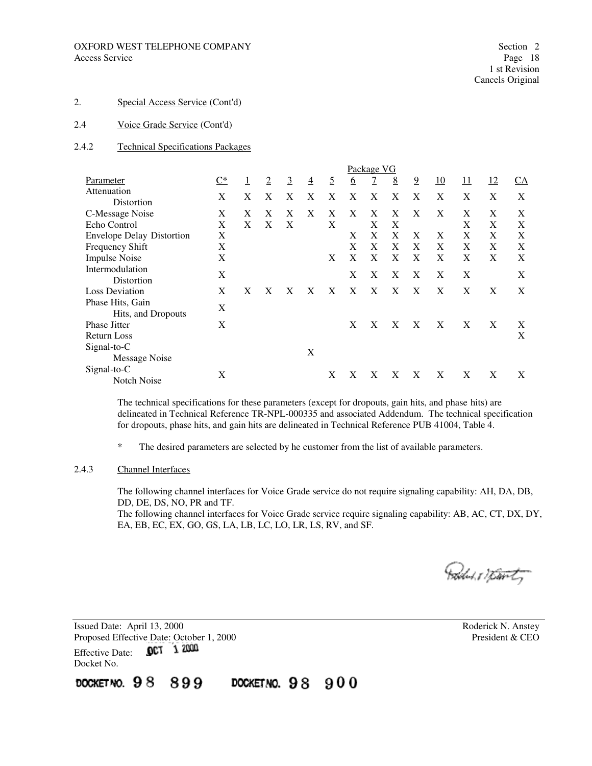2. Special Access Service (Cont'd)

2.4 Voice Grade Service (Cont'd)

2.4.2 Technical Specifications Packages

| | Package VG | | | | | | | | | | | | | |
|---|---|---|---|---|---|---|---|---|---|---|---|---|---|---|
| Parameter | C* | 1 | 2 | 3 | 4 | 5 | 6 | 7 | 8 | 9 | 10 | 11 | 12 | CA |
| Attenuation Distortion | X | X | X | X | X | X | X | X | X | X | X | X | X | X |
| C-Message Noise | X | X | X | X | X | X | X | X | X | X | X | X | X | X |
| Echo Control | X | X | X | X | | X | | X | X | | | X | X | X |
| Envelope Delay Distortion | X | | | | | | X | X | X | X | X | X | X | X |
| Frequency Shift | X | | | | | | X | X | X | X | X | X | X | X |
| Impulse Noise | X | | | | | X | X | X | X | X | X | X | X | X |
| Intermodulation Distortion | X | | | | | | X | X | X | X | X | X | | X |
| Loss Deviation | X | X | X | X | X | X | X | X | X | X | X | X | X | X |
| Phase Hits, Gain Hits, and Dropouts | X | | | | | | | | | | | | | |
| Phase Jitter | X | | | | | | X | X | X | X | X | X | X | X |
| Return Loss | | | | | | | | | | | | | | X |
| Signal-to-C Message Noise | | | | | X | | | | | | | | | |
| Signal-to-C Notch Noise | X | | | | | X | X | X | X | X | X | X | X | X |

The technical specifications for these parameters (except for dropouts, gain hits, and phase hits) are delineated in Technical Reference TR-NPL-000335 and associated Addendum. The technical specification for dropouts, phase hits, and gain hits are delineated in Technical Reference PUB 41004, Table 4.

\* The desired parameters are selected by he customer from the list of available parameters.

2.4.3 Channel Interfaces

The following channel interfaces for Voice Grade service do not require signaling capability: AH, DA, DB, DD, DE, DS, NO, PR and TF.
The following channel interfaces for Voice Grade service require signaling capability: AB, AC, CT, DX, DY, EA, EB, EC, EX, GO, GS, LA, LB, LC, LO, LR, LS, RV, and SF.

Issued Date: April 13, 2000
Proposed Effective Date: October 1, 2000
Effective Date: OCT 1 2000
Docket No.

Roderick N. Anstey
President & CEO

DOCKET NO. 98 899 DOCKET NO. 98 900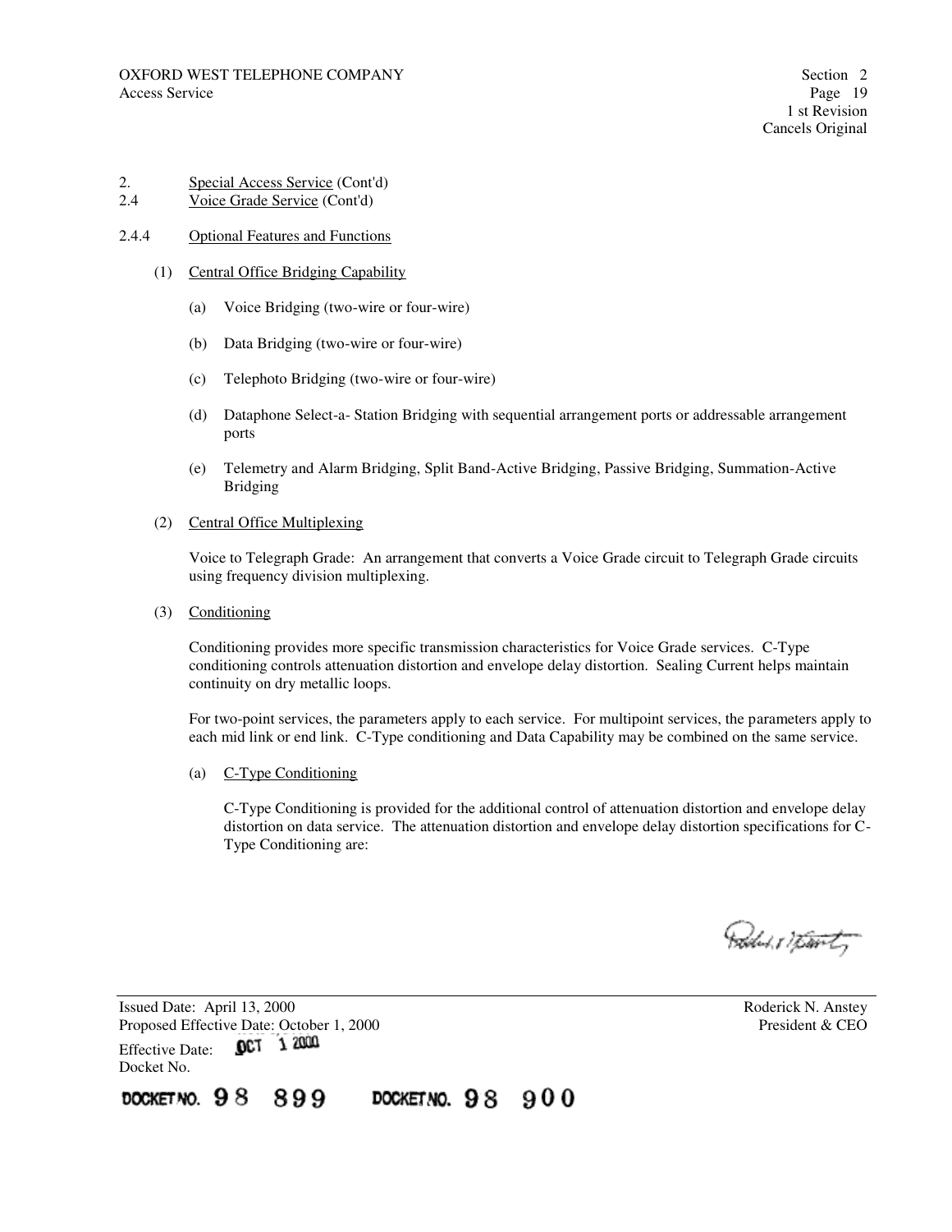2. Special Access Service (Cont'd)
2.4 Voice Grade Service (Cont'd)

2.4.4 Optional Features and Functions

(1) Central Office Bridging Capability

(a) Voice Bridging (two-wire or four-wire)

(b) Data Bridging (two-wire or four-wire)

(c) Telephoto Bridging (two-wire or four-wire)

(d) Dataphone Select-a- Station Bridging with sequential arrangement ports or addressable arrangement ports

(e) Telemetry and Alarm Bridging, Split Band-Active Bridging, Passive Bridging, Summation-Active Bridging

(2) Central Office Multiplexing

Voice to Telegraph Grade: An arrangement that converts a Voice Grade circuit to Telegraph Grade circuits using frequency division multiplexing.

(3) Conditioning

Conditioning provides more specific transmission characteristics for Voice Grade services. C-Type conditioning controls attenuation distortion and envelope delay distortion. Sealing Current helps maintain continuity on dry metallic loops.

For two-point services, the parameters apply to each service. For multipoint services, the parameters apply to each mid link or end link. C-Type conditioning and Data Capability may be combined on the same service.

(a) C-Type Conditioning

C-Type Conditioning is provided for the additional control of attenuation distortion and envelope delay distortion on data service. The attenuation distortion and envelope delay distortion specifications for C-Type Conditioning are:

Issued Date: April 13, 2000
Proposed Effective Date: October 1, 2000
Effective Date: OCT 1 2000
Docket No.

Roderick N. Anstey
President & CEO

DOCKET NO. 98 899 DOCKET NO. 98 900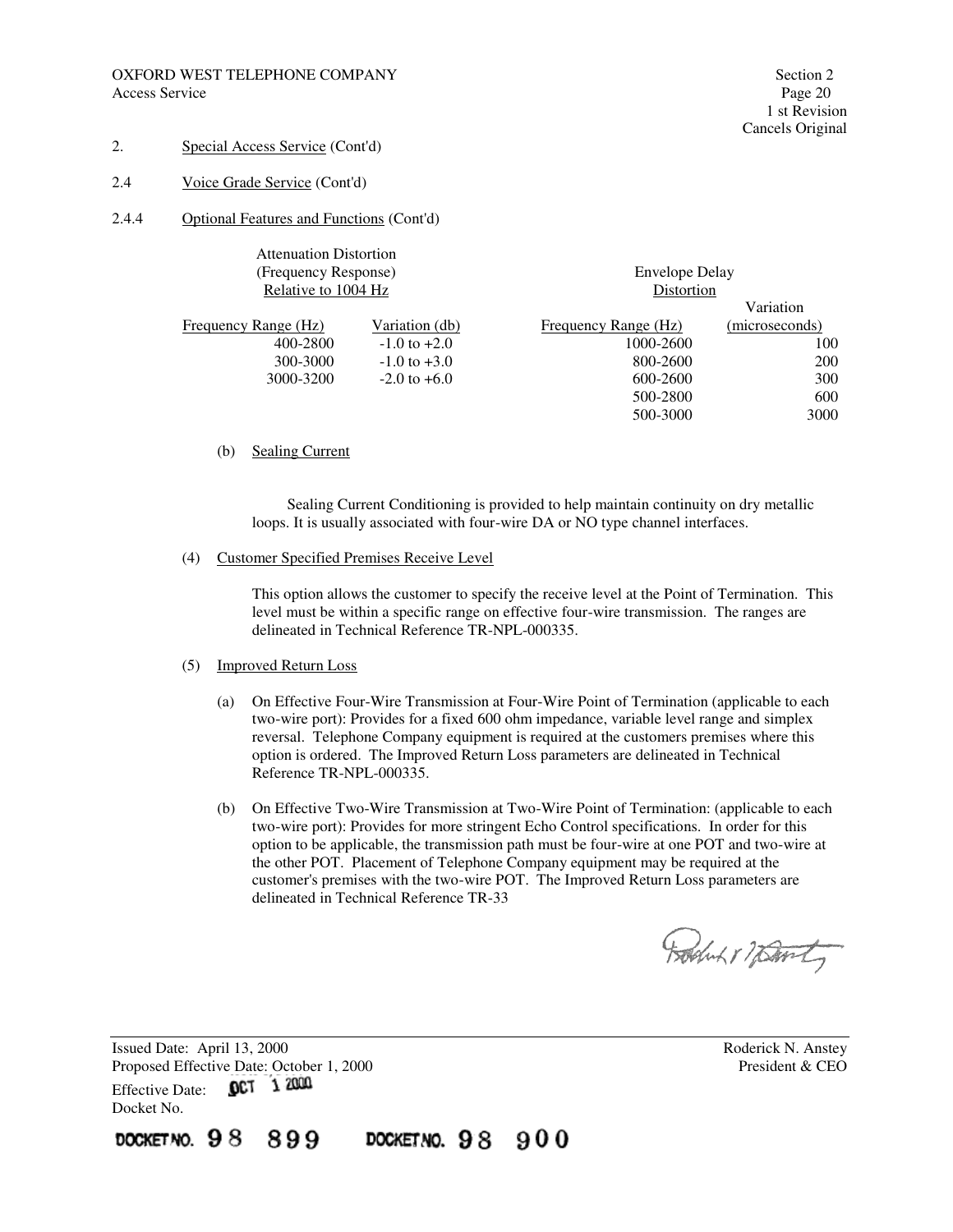2. Special Access Service (Cont'd)

2.4 Voice Grade Service (Cont'd)

2.4.4 Optional Features and Functions (Cont'd)

Attenuation Distortion (Frequency Response) Relative to 1004 Hz

| Frequency Range (Hz) | Variation (db) |
|---|---|
| 400-2800 | -1.0 to +2.0 |
| 300-3000 | -1.0 to +3.0 |
| 3000-3200 | -2.0 to +6.0 |

Envelope Delay Distortion

| Frequency Range (Hz) | Variation (microseconds) |
|---|---|
| 1000-2600 | 100 |
| 800-2600 | 200 |
| 600-2600 | 300 |
| 500-2800 | 600 |
| 500-3000 | 3000 |

(b) Sealing Current

Sealing Current Conditioning is provided to help maintain continuity on dry metallic loops. It is usually associated with four-wire DA or NO type channel interfaces.

(4) Customer Specified Premises Receive Level

This option allows the customer to specify the receive level at the Point of Termination. This level must be within a specific range on effective four-wire transmission. The ranges are delineated in Technical Reference TR-NPL-000335.

(5) Improved Return Loss

(a) On Effective Four-Wire Transmission at Four-Wire Point of Termination (applicable to each two-wire port): Provides for a fixed 600 ohm impedance, variable level range and simplex reversal. Telephone Company equipment is required at the customers premises where this option is ordered. The Improved Return Loss parameters are delineated in Technical Reference TR-NPL-000335.

(b) On Effective Two-Wire Transmission at Two-Wire Point of Termination: (applicable to each two-wire port): Provides for more stringent Echo Control specifications. In order for this option to be applicable, the transmission path must be four-wire at one POT and two-wire at the other POT. Placement of Telephone Company equipment may be required at the customer's premises with the two-wire POT. The Improved Return Loss parameters are delineated in Technical Reference TR-33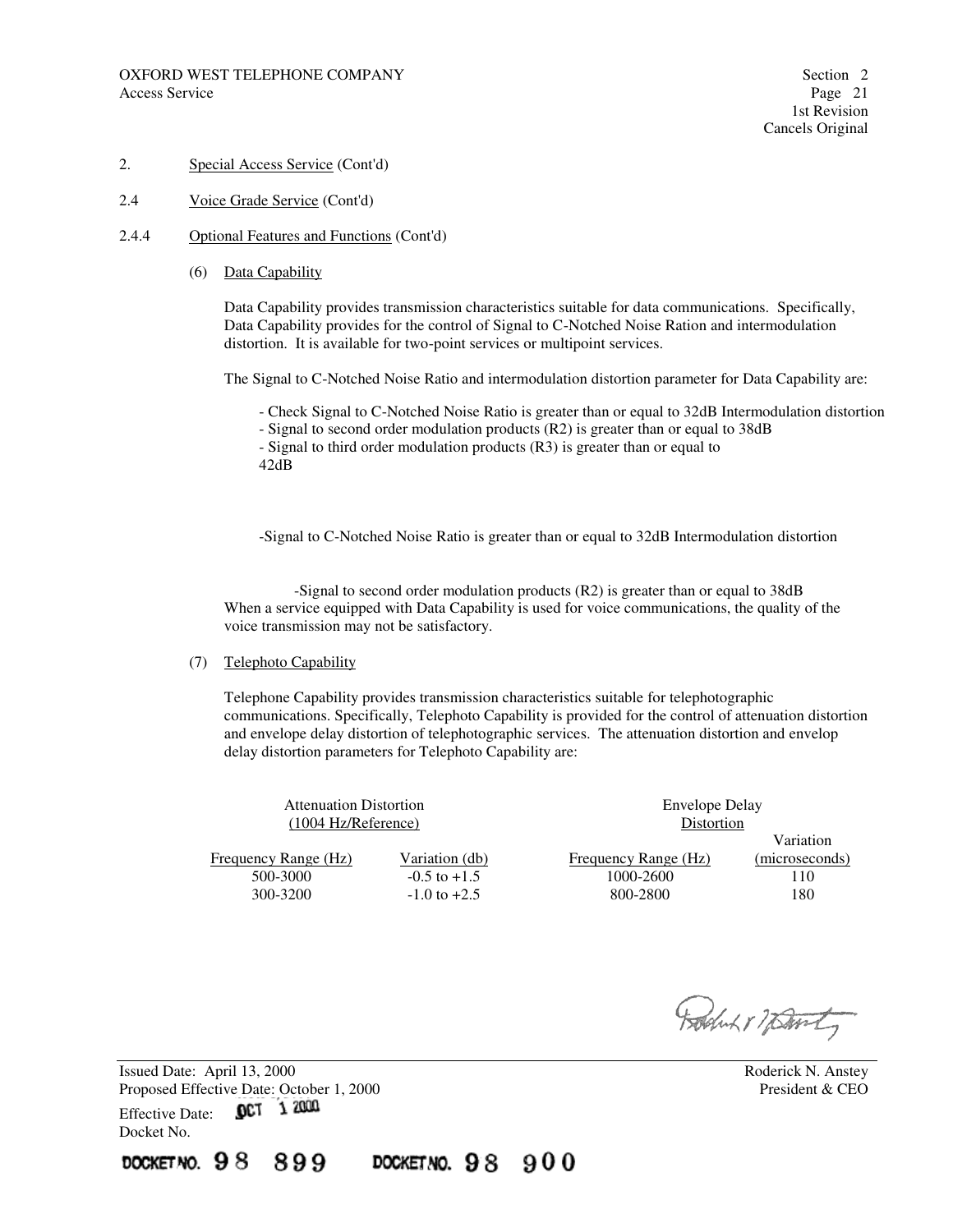2. Special Access Service (Cont'd)

2.4 Voice Grade Service (Cont'd)

2.4.4 Optional Features and Functions (Cont'd)

(6) Data Capability

Data Capability provides transmission characteristics suitable for data communications. Specifically, Data Capability provides for the control of Signal to C-Notched Noise Ration and intermodulation distortion. It is available for two-point services or multipoint services.

The Signal to C-Notched Noise Ratio and intermodulation distortion parameter for Data Capability are:

- Check Signal to C-Notched Noise Ratio is greater than or equal to 32dB Intermodulation distortion
- Signal to second order modulation products (R2) is greater than or equal to 38dB
- Signal to third order modulation products (R3) is greater than or equal to 42dB

-Signal to C-Notched Noise Ratio is greater than or equal to 32dB Intermodulation distortion

-Signal to second order modulation products (R2) is greater than or equal to 38dB

When a service equipped with Data Capability is used for voice communications, the quality of the voice transmission may not be satisfactory.

(7) Telephoto Capability

Telephone Capability provides transmission characteristics suitable for telephotographic communications. Specifically, Telephoto Capability is provided for the control of attenuation distortion and envelope delay distortion of telephotographic services. The attenuation distortion and envelop delay distortion parameters for Telephoto Capability are:

| Attenuation Distortion (1004 Hz/Reference) | | Envelope Delay Distortion | |
|---|---|---|---|
| Frequency Range (Hz) | Variation (db) | Frequency Range (Hz) | Variation (microseconds) |
| 500-3000 | -0.5 to +1.5 | 1000-2600 | 110 |
| 300-3200 | -1.0 to +2.5 | 800-2800 | 180 |

Issued Date: April 13, 2000
Proposed Effective Date: October 1, 2000
Effective Date: OCT 1 2000
Docket No.

Roderick N. Anstey
President & CEO

DOCKET NO. 98 899 DOCKET NO. 98 900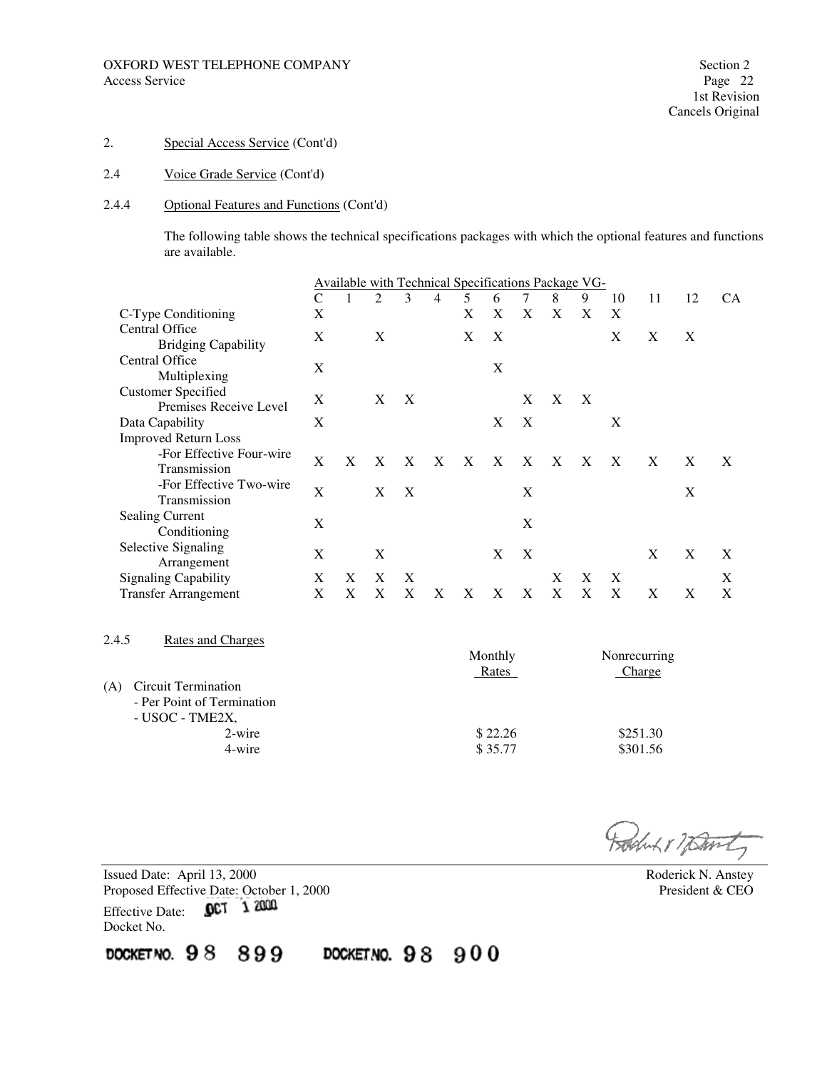2. Special Access Service (Cont'd)

2.4 Voice Grade Service (Cont'd)

2.4.4 Optional Features and Functions (Cont'd)

The following table shows the technical specifications packages with which the optional features and functions are available.

| | Available with Technical Specifications Package VG- | | | | | | | | | | | | | |
|---|---|---|---|---|---|---|---|---|---|---|---|---|---|---|
| | C | 1 | 2 | 3 | 4 | 5 | 6 | 7 | 8 | 9 | 10 | 11 | 12 | CA |
| C-Type Conditioning | X | | | | | X | X | X | X | X | X | | | |
| Central Office Bridging Capability | X | | X | | | X | X | | | | X | X | X | |
| Central Office Multiplexing | X | | | | | | X | | | | | | | |
| Customer Specified Premises Receive Level | X | | X | X | | | | X | X | X | | | | |
| Data Capability | X | | | | | | X | X | | | X | | | |
| Improved Return Loss | | | | | | | | | | | | | | |
| -For Effective Four-wire Transmission | X | X | X | X | X | X | X | X | X | X | X | X | X | X |
| -For Effective Two-wire Transmission | X | | X | X | | | | X | | | | | X | |
| Sealing Current Conditioning | X | | | | | | | X | | | | | | |
| Selective Signaling Arrangement | X | | X | | | | X | X | | | | X | X | X |
| Signaling Capability | X | X | X | X | | | | | X | X | X | | | X |
| Transfer Arrangement | X | X | X | X | X | X | X | X | X | X | X | X | X | X |

2.4.5 Rates and Charges

| | Monthly Rates | Nonrecurring Charge |
|---|---|---|
| (A) Circuit Termination | | |
| - Per Point of Termination | | |
| - USOC - TME2X, | | |
| 2-wire | $ 22.26 | $251.30 |
| 4-wire | $ 35.77 | $301.56 |

Roderick N. Anstey
President & CEO

Issued Date: April 13, 2000
Proposed Effective Date: October 1, 2000
Effective Date: OCT 1 2000
Docket No.

DOCKET NO. 98 899 DOCKET NO. 98 900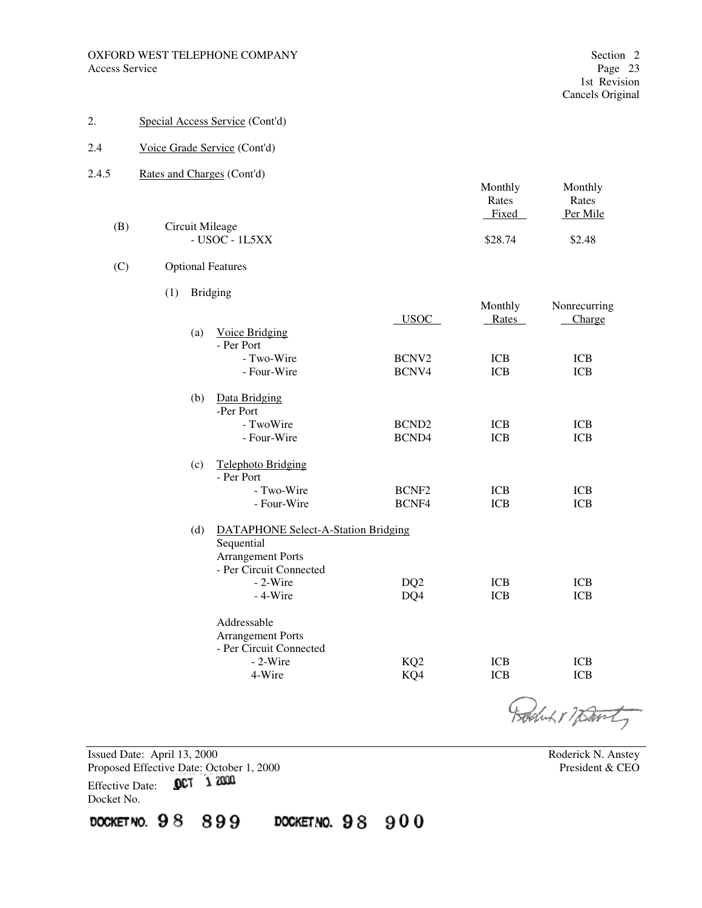OXFORD WEST TELEPHONE COMPANY
Access Service

Section 2
Page 23
1st Revision
Cancels Original

2. Special Access Service (Cont'd)

2.4 Voice Grade Service (Cont'd)

2.4.5 Rates and Charges (Cont'd)

| | Monthly Rates Fixed | Monthly Rates Per Mile |
|---|---|---|
| (B) Circuit Mileage | | |
| - USOC - 1L5XX | $28.74 | $2.48 |

(C) Optional Features

(1) Bridging

| | USOC | Monthly Rates | Nonrecurring Charge |
|---|---|---|---|
| (a) Voice Bridging | | | |
| - Per Port | | | |
| - Two-Wire | BCNV2 | ICB | ICB |
| - Four-Wire | BCNV4 | ICB | ICB |
| (b) Data Bridging | | | |
| -Per Port | | | |
| - TwoWire | BCND2 | ICB | ICB |
| - Four-Wire | BCND4 | ICB | ICB |
| (c) Telephoto Bridging | | | |
| - Per Port | | | |
| - Two-Wire | BCNF2 | ICB | ICB |
| - Four-Wire | BCNF4 | ICB | ICB |
| (d) DATAPHONE Select-A-Station Bridging | | | |
| Sequential Arrangement Ports | | | |
| - Per Circuit Connected | | | |
| - 2-Wire | DQ2 | ICB | ICB |
| - 4-Wire | DQ4 | ICB | ICB |
| Addressable Arrangement Ports | | | |
| - Per Circuit Connected | | | |
| - 2-Wire | KQ2 | ICB | ICB |
| 4-Wire | KQ4 | ICB | ICB |

Issued Date: April 13, 2000
Proposed Effective Date: October 1, 2000
Effective Date: OCT 1 2000
Docket No.

Roderick N. Anstey
President & CEO

DOCKET NO. 98 899 DOCKET NO. 98 900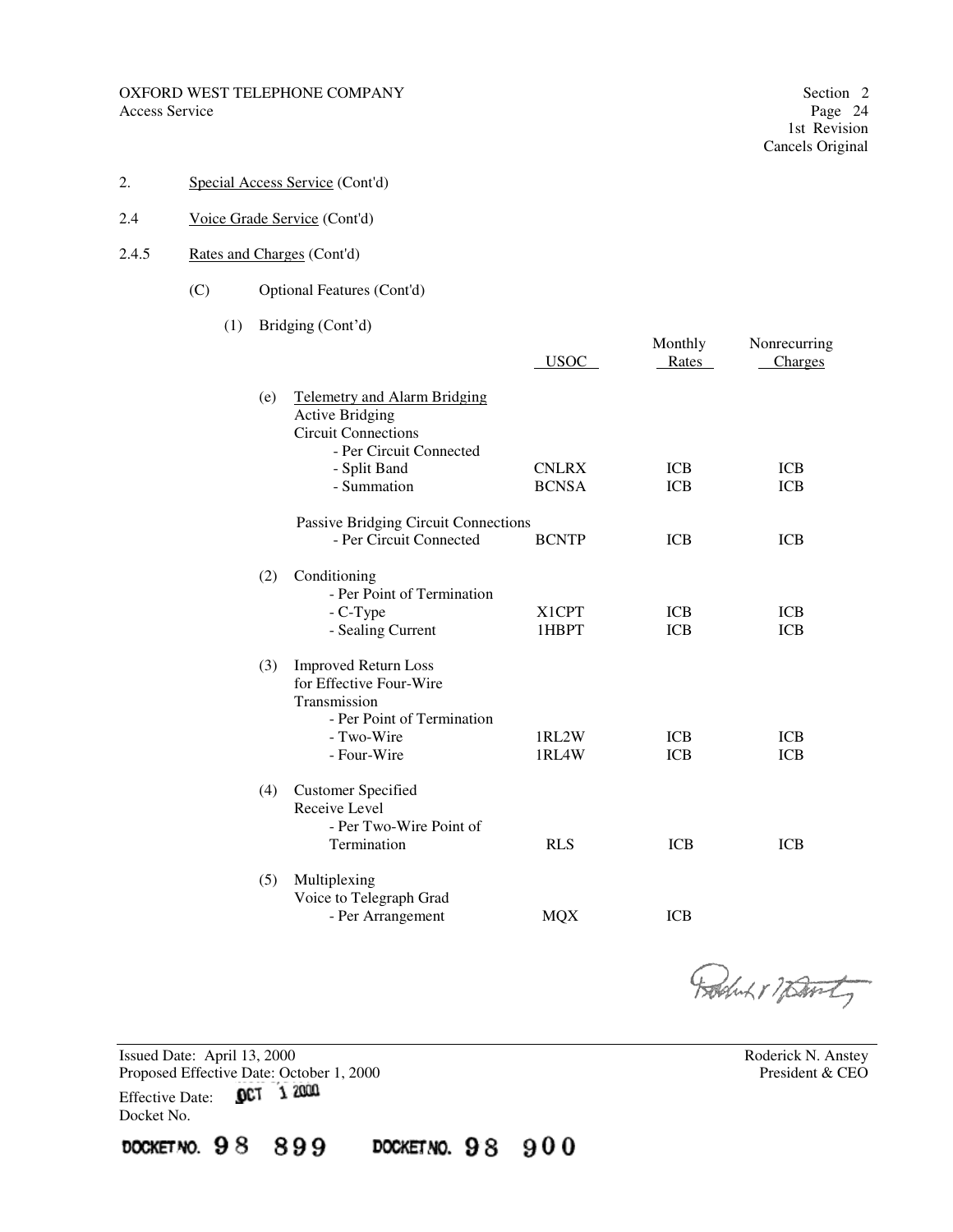OXFORD WEST TELEPHONE COMPANY
Access Service

Section 2
Page 24
1st Revision
Cancels Original

2. Special Access Service (Cont'd)

2.4 Voice Grade Service (Cont'd)

2.4.5 Rates and Charges (Cont'd)

(C) Optional Features (Cont'd)

(1) Bridging (Cont'd)

| | USOC | Monthly Rates | Nonrecurring Charges |
|---|---|---|---|
| (e) Telemetry and Alarm Bridging | | | |
| Active Bridging | | | |
| Circuit Connections | | | |
| - Per Circuit Connected | | | |
| - Split Band | CNLRX | ICB | ICB |
| - Summation | BCNSA | ICB | ICB |
| Passive Bridging Circuit Connections | | | |
| - Per Circuit Connected | BCNTP | ICB | ICB |
| (2) Conditioning | | | |
| - Per Point of Termination | | | |
| - C-Type | X1CPT | ICB | ICB |
| - Sealing Current | 1HBPT | ICB | ICB |
| (3) Improved Return Loss for Effective Four-Wire Transmission | | | |
| - Per Point of Termination | | | |
| - Two-Wire | 1RL2W | ICB | ICB |
| - Four-Wire | 1RL4W | ICB | ICB |
| (4) Customer Specified Receive Level | | | |
| - Per Two-Wire Point of Termination | RLS | ICB | ICB |
| (5) Multiplexing Voice to Telegraph Grad | | | |
| - Per Arrangement | MQX | ICB | |

Issued Date: April 13, 2000
Proposed Effective Date: October 1, 2000
Effective Date: OCT 1 2000
Docket No.

Roderick N. Anstey
President & CEO

DOCKET NO. 98 899 DOCKET NO. 98 900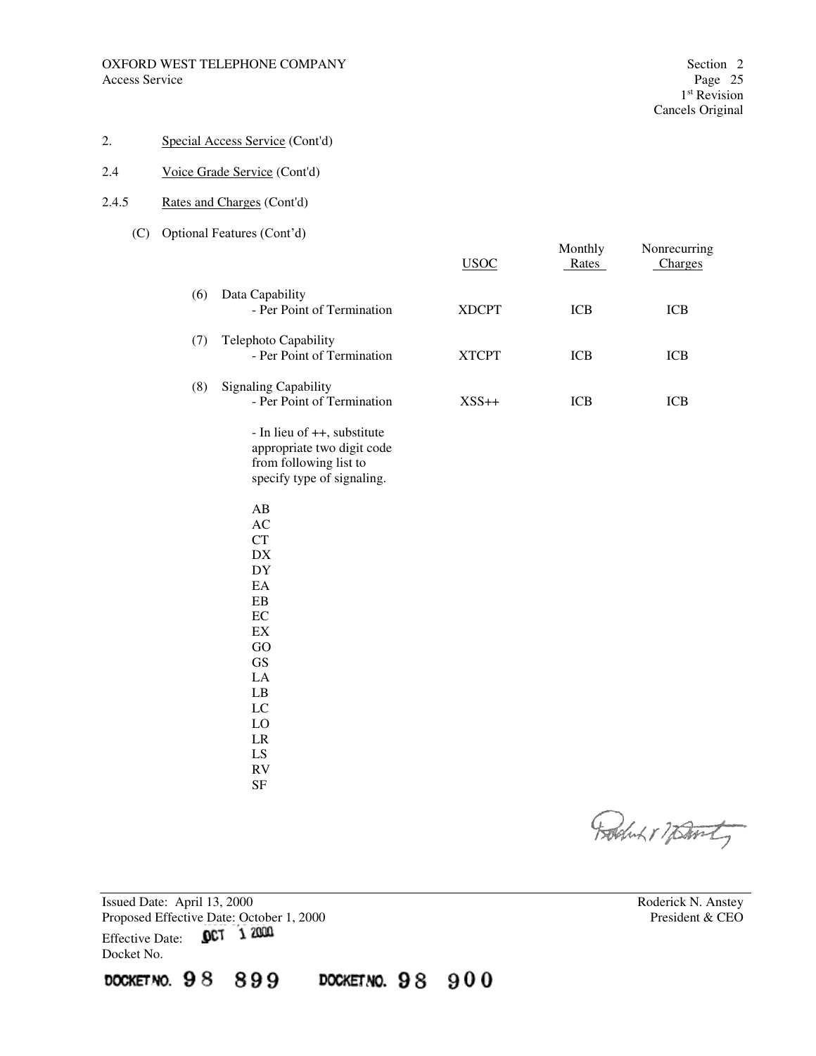2. Special Access Service (Cont'd)

2.4 Voice Grade Service (Cont'd)

2.4.5 Rates and Charges (Cont'd)

(C) Optional Features (Cont'd)

| | USOC | Monthly Rates | Nonrecurring Charges |
|---|---|---|---|
| (6) Data Capability - Per Point of Termination | XDCPT | ICB | ICB |
| (7) Telephoto Capability - Per Point of Termination | XTCPT | ICB | ICB |
| (8) Signaling Capability - Per Point of Termination | XSS++ | ICB | ICB |

- In lieu of ++, substitute appropriate two digit code from following list to specify type of signaling.

AB
AC
CT
DX
DY
EA
EB
EC
EX
GO
GS
LA
LB
LC
LO
LR
LS
RV
SF

Issued Date: April 13, 2000
Proposed Effective Date: October 1, 2000
Effective Date: OCT 1 2000
Docket No.

Roderick N. Anstey
President & CEO

DOCKET NO. 98 899 DOCKET NO. 98 900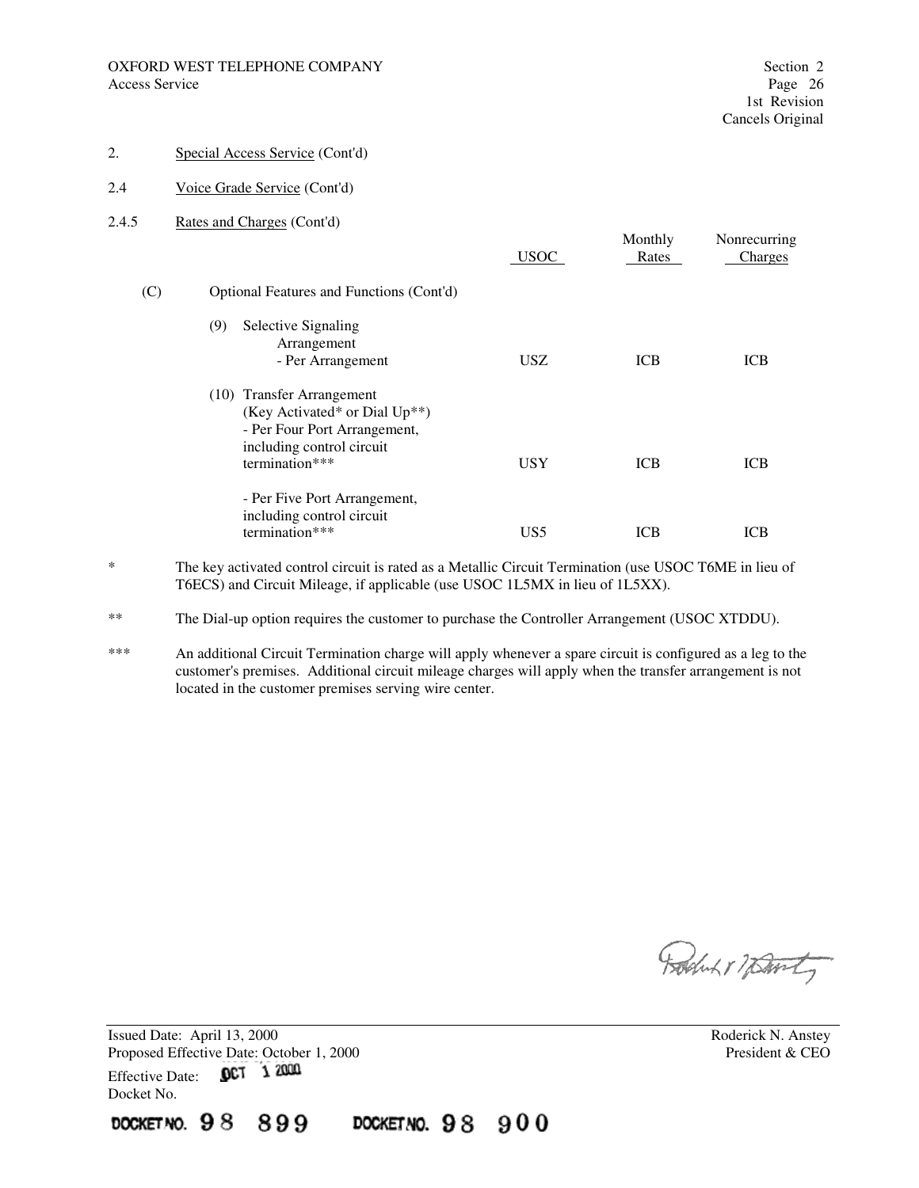2. Special Access Service (Cont'd)

2.4 Voice Grade Service (Cont'd)

2.4.5 Rates and Charges (Cont'd)

| | USOC | Monthly Rates | Nonrecurring Charges |
|---|---|---|---|
| (C) Optional Features and Functions (Cont'd) | | | |
| (9) Selective Signaling Arrangement - Per Arrangement | USZ | ICB | ICB |
| (10) Transfer Arrangement (Key Activated* or Dial Up**) - Per Four Port Arrangement, including control circuit termination*** | USY | ICB | ICB |
| - Per Five Port Arrangement, including control circuit termination*** | US5 | ICB | ICB |

\* The key activated control circuit is rated as a Metallic Circuit Termination (use USOC T6ME in lieu of T6ECS) and Circuit Mileage, if applicable (use USOC 1L5MX in lieu of 1L5XX).

\** The Dial-up option requires the customer to purchase the Controller Arrangement (USOC XTDDU).

\*** An additional Circuit Termination charge will apply whenever a spare circuit is configured as a leg to the customer's premises. Additional circuit mileage charges will apply when the transfer arrangement is not located in the customer premises serving wire center.

Issued Date: April 13, 2000
Proposed Effective Date: October 1, 2000
Effective Date: OCT 1 2000
Docket No.

DOCKET NO. 98 899 DOCKET NO. 98 900

Roderick N. Anstey
President & CEO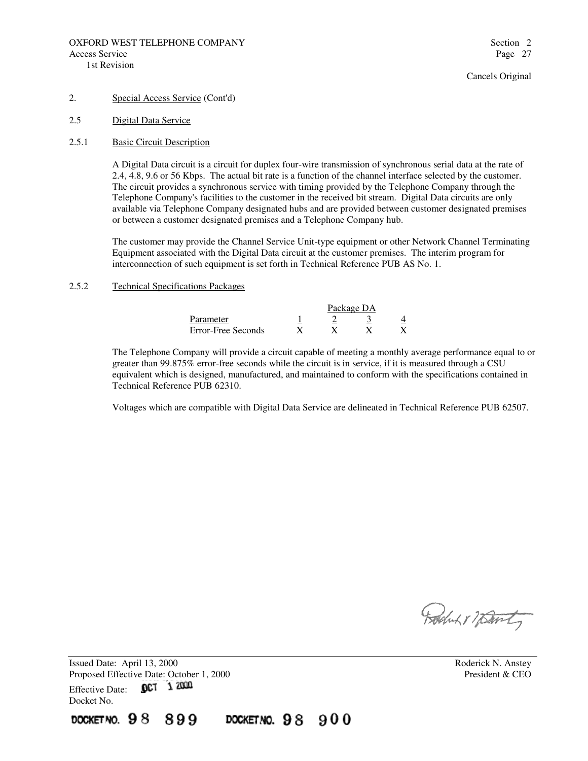2. Special Access Service (Cont'd)

2.5 Digital Data Service

2.5.1 Basic Circuit Description

A Digital Data circuit is a circuit for duplex four-wire transmission of synchronous serial data at the rate of 2.4, 4.8, 9.6 or 56 Kbps. The actual bit rate is a function of the channel interface selected by the customer. The circuit provides a synchronous service with timing provided by the Telephone Company through the Telephone Company's facilities to the customer in the received bit stream. Digital Data circuits are only available via Telephone Company designated hubs and are provided between customer designated premises or between a customer designated premises and a Telephone Company hub.

The customer may provide the Channel Service Unit-type equipment or other Network Channel Terminating Equipment associated with the Digital Data circuit at the customer premises. The interim program for interconnection of such equipment is set forth in Technical Reference PUB AS No. 1.

2.5.2 Technical Specifications Packages

| | Package DA | | | |
|---|---|---|---|---|
| Parameter | 1 | 2 | 3 | 4 |
| Error-Free Seconds | X | X | X | X |

The Telephone Company will provide a circuit capable of meeting a monthly average performance equal to or greater than 99.875% error-free seconds while the circuit is in service, if it is measured through a CSU equivalent which is designed, manufactured, and maintained to conform with the specifications contained in Technical Reference PUB 62310.

Voltages which are compatible with Digital Data Service are delineated in Technical Reference PUB 62507.

Issued Date: April 13, 2000
Proposed Effective Date: October 1, 2000
Effective Date: OCT 1 2000
Docket No.

DOCKET NO. 98 899 DOCKET NO. 98 900

Roderick N. Anstey
President & CEO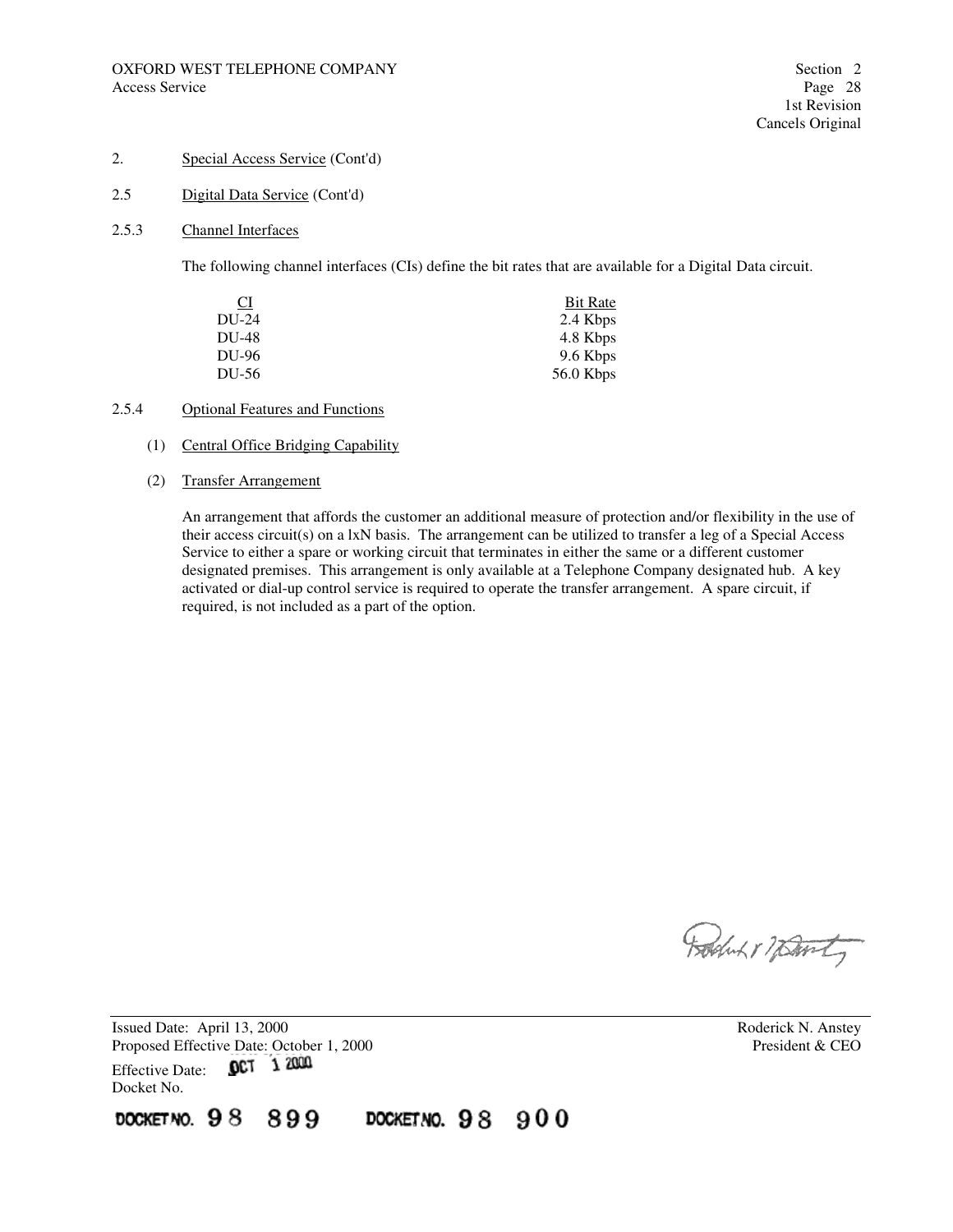2. Special Access Service (Cont'd)

2.5 Digital Data Service (Cont'd)

2.5.3 Channel Interfaces

The following channel interfaces (CIs) define the bit rates that are available for a Digital Data circuit.

| CI | Bit Rate |
|---|---|
| DU-24 | 2.4 Kbps |
| DU-48 | 4.8 Kbps |
| DU-96 | 9.6 Kbps |
| DU-56 | 56.0 Kbps |

2.5.4 Optional Features and Functions

(1) Central Office Bridging Capability

(2) Transfer Arrangement

An arrangement that affords the customer an additional measure of protection and/or flexibility in the use of their access circuit(s) on a lxN basis. The arrangement can be utilized to transfer a leg of a Special Access Service to either a spare or working circuit that terminates in either the same or a different customer designated premises. This arrangement is only available at a Telephone Company designated hub. A key activated or dial-up control service is required to operate the transfer arrangement. A spare circuit, if required, is not included as a part of the option.

Issued Date: April 13, 2000
Proposed Effective Date: October 1, 2000
Effective Date: OCT 1 2000
Docket No.

Roderick N. Anstey
President & CEO

DOCKET NO. 98 899 DOCKET NO. 98 900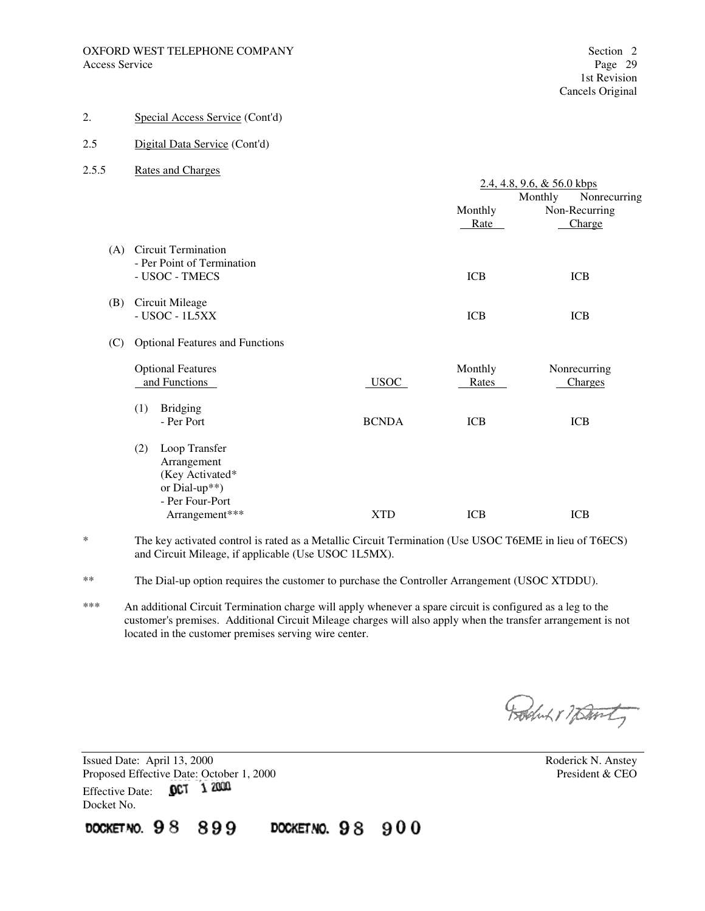OXFORD WEST TELEPHONE COMPANY
Access Service

Section 2
Page 29
1st Revision
Cancels Original

2. Special Access Service (Cont'd)

2.5 Digital Data Service (Cont'd)

2.5.5 Rates and Charges

| | 2.4, 4.8, 9.6, & 56.0 kbps | |
|---|---|---|
| | Monthly Rate | Nonrecurring Non-Recurring Charge |
| (A) Circuit Termination - Per Point of Termination - USOC - TMECS | ICB | ICB |
| (B) Circuit Mileage - USOC - 1L5XX | ICB | ICB |

(C) Optional Features and Functions

| Optional Features and Functions | USOC | Monthly Rates | Nonrecurring Charges |
|---|---|---|---|
| (1) Bridging - Per Port | BCNDA | ICB | ICB |
| (2) Loop Transfer Arrangement (Key Activated* or Dial-up**) - Per Four-Port Arrangement*** | XTD | ICB | ICB |

\* The key activated control is rated as a Metallic Circuit Termination (Use USOC T6EME in lieu of T6ECS) and Circuit Mileage, if applicable (Use USOC 1L5MX).

** The Dial-up option requires the customer to purchase the Controller Arrangement (USOC XTDDU).

*** An additional Circuit Termination charge will apply whenever a spare circuit is configured as a leg to the customer's premises. Additional Circuit Mileage charges will also apply when the transfer arrangement is not located in the customer premises serving wire center.

Issued Date: April 13, 2000
Proposed Effective Date: October 1, 2000
Effective Date: OCT 1 2000
Docket No.

Roderick N. Anstey
President & CEO

DOCKET NO. 98 899 DOCKET NO. 98 900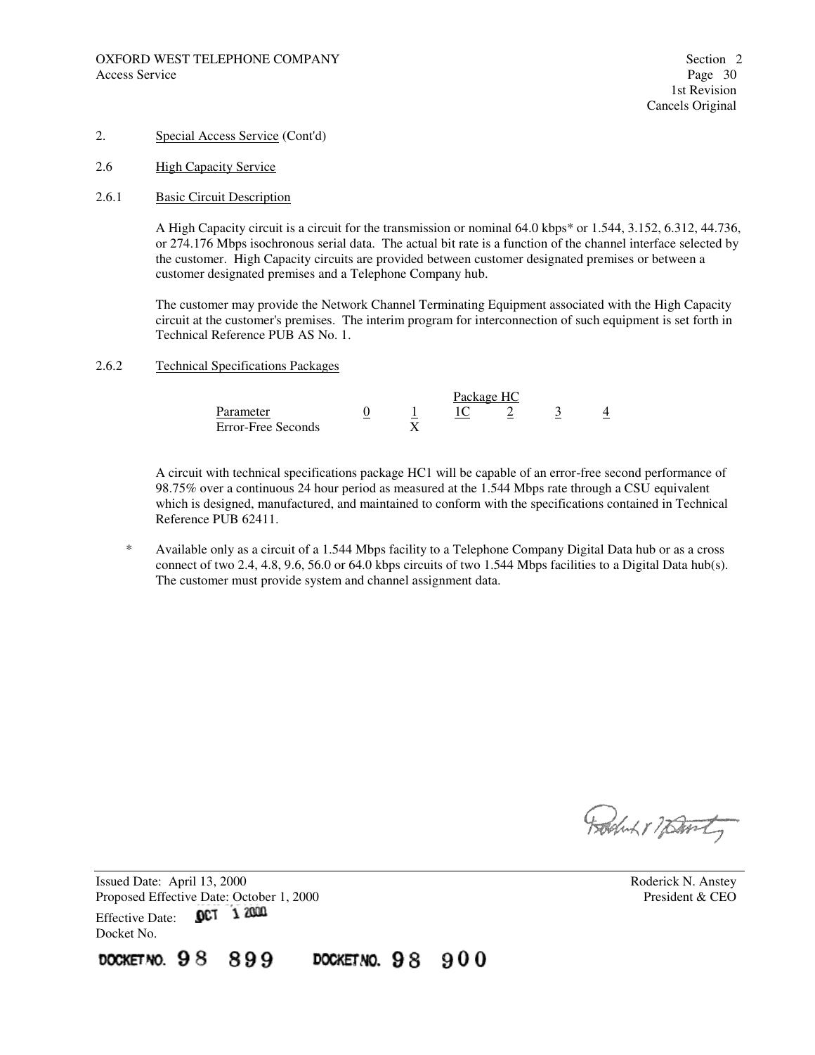2. Special Access Service (Cont'd)

2.6 High Capacity Service

2.6.1 Basic Circuit Description

A High Capacity circuit is a circuit for the transmission or nominal 64.0 kbps* or 1.544, 3.152, 6.312, 44.736, or 274.176 Mbps isochronous serial data. The actual bit rate is a function of the channel interface selected by the customer. High Capacity circuits are provided between customer designated premises or between a customer designated premises and a Telephone Company hub.

The customer may provide the Network Channel Terminating Equipment associated with the High Capacity circuit at the customer's premises. The interim program for interconnection of such equipment is set forth in Technical Reference PUB AS No. 1.

2.6.2 Technical Specifications Packages

| | Package HC | | | | | |
|---|---|---|---|---|---|---|
| Parameter | 0 | 1 | 1C | 2 | 3 | 4 |
| Error-Free Seconds | | X | | | | |

A circuit with technical specifications package HC1 will be capable of an error-free second performance of 98.75% over a continuous 24 hour period as measured at the 1.544 Mbps rate through a CSU equivalent which is designed, manufactured, and maintained to conform with the specifications contained in Technical Reference PUB 62411.

\* Available only as a circuit of a 1.544 Mbps facility to a Telephone Company Digital Data hub or as a cross connect of two 2.4, 4.8, 9.6, 56.0 or 64.0 kbps circuits of two 1.544 Mbps facilities to a Digital Data hub(s). The customer must provide system and channel assignment data.

Issued Date: April 13, 2000
Proposed Effective Date: October 1, 2000
Effective Date: OCT 1 2000
Docket No.

DOCKET NO. 98 899 DOCKET NO. 98 900

Roderick N. Anstey
President & CEO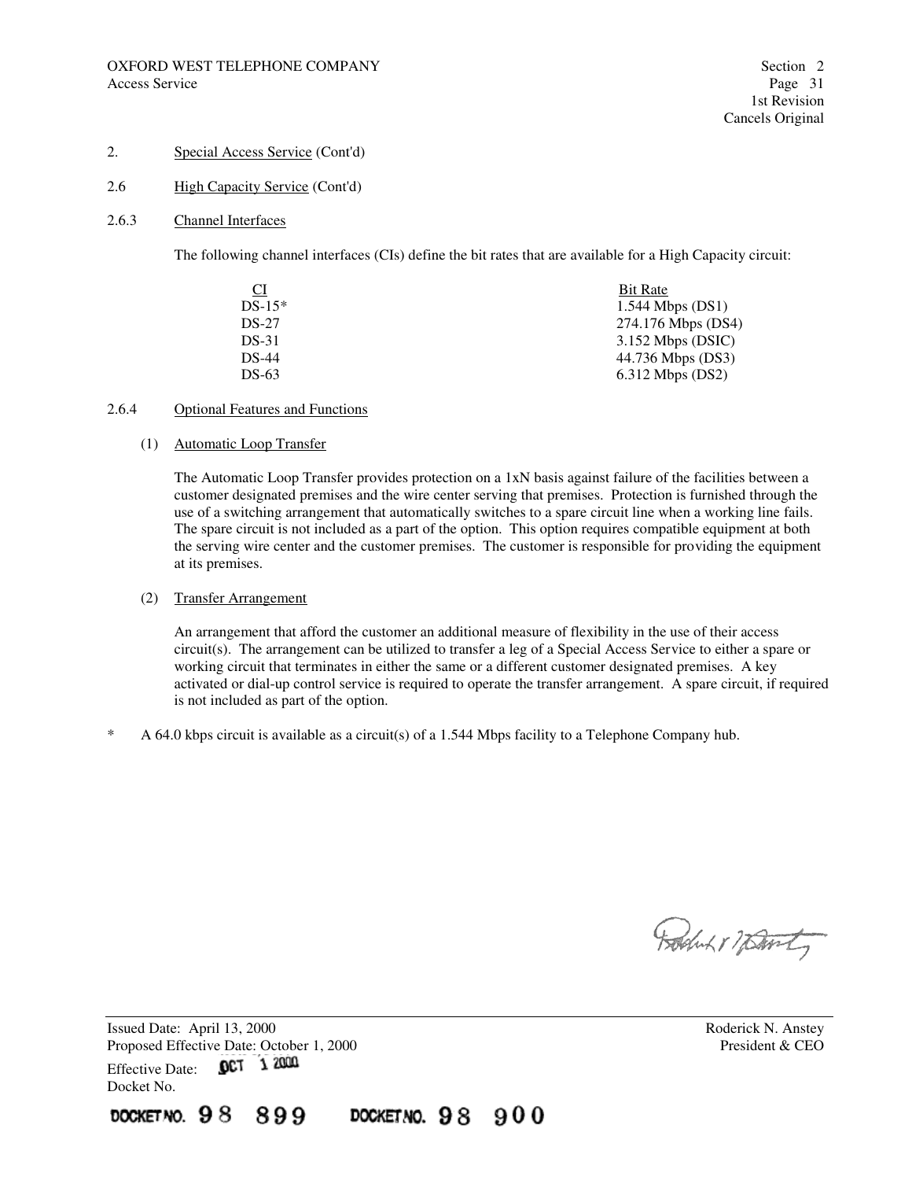2. Special Access Service (Cont'd)

2.6 High Capacity Service (Cont'd)

2.6.3 Channel Interfaces

The following channel interfaces (CIs) define the bit rates that are available for a High Capacity circuit:

| CI | Bit Rate |
|---|---|
| DS-15* | 1.544 Mbps (DS1) |
| DS-27 | 274.176 Mbps (DS4) |
| DS-31 | 3.152 Mbps (DSIC) |
| DS-44 | 44.736 Mbps (DS3) |
| DS-63 | 6.312 Mbps (DS2) |

2.6.4 Optional Features and Functions

(1) Automatic Loop Transfer

The Automatic Loop Transfer provides protection on a 1xN basis against failure of the facilities between a customer designated premises and the wire center serving that premises. Protection is furnished through the use of a switching arrangement that automatically switches to a spare circuit line when a working line fails. The spare circuit is not included as a part of the option. This option requires compatible equipment at both the serving wire center and the customer premises. The customer is responsible for providing the equipment at its premises.

(2) Transfer Arrangement

An arrangement that afford the customer an additional measure of flexibility in the use of their access circuit(s). The arrangement can be utilized to transfer a leg of a Special Access Service to either a spare or working circuit that terminates in either the same or a different customer designated premises. A key activated or dial-up control service is required to operate the transfer arrangement. A spare circuit, if required is not included as part of the option.

\* A 64.0 kbps circuit is available as a circuit(s) of a 1.544 Mbps facility to a Telephone Company hub.

Issued Date: April 13, 2000
Proposed Effective Date: October 1, 2000
Effective Date: OCT 1 2000
Docket No.

DOCKET NO. 98 899 DOCKET NO. 98 900

Roderick N. Anstey
President & CEO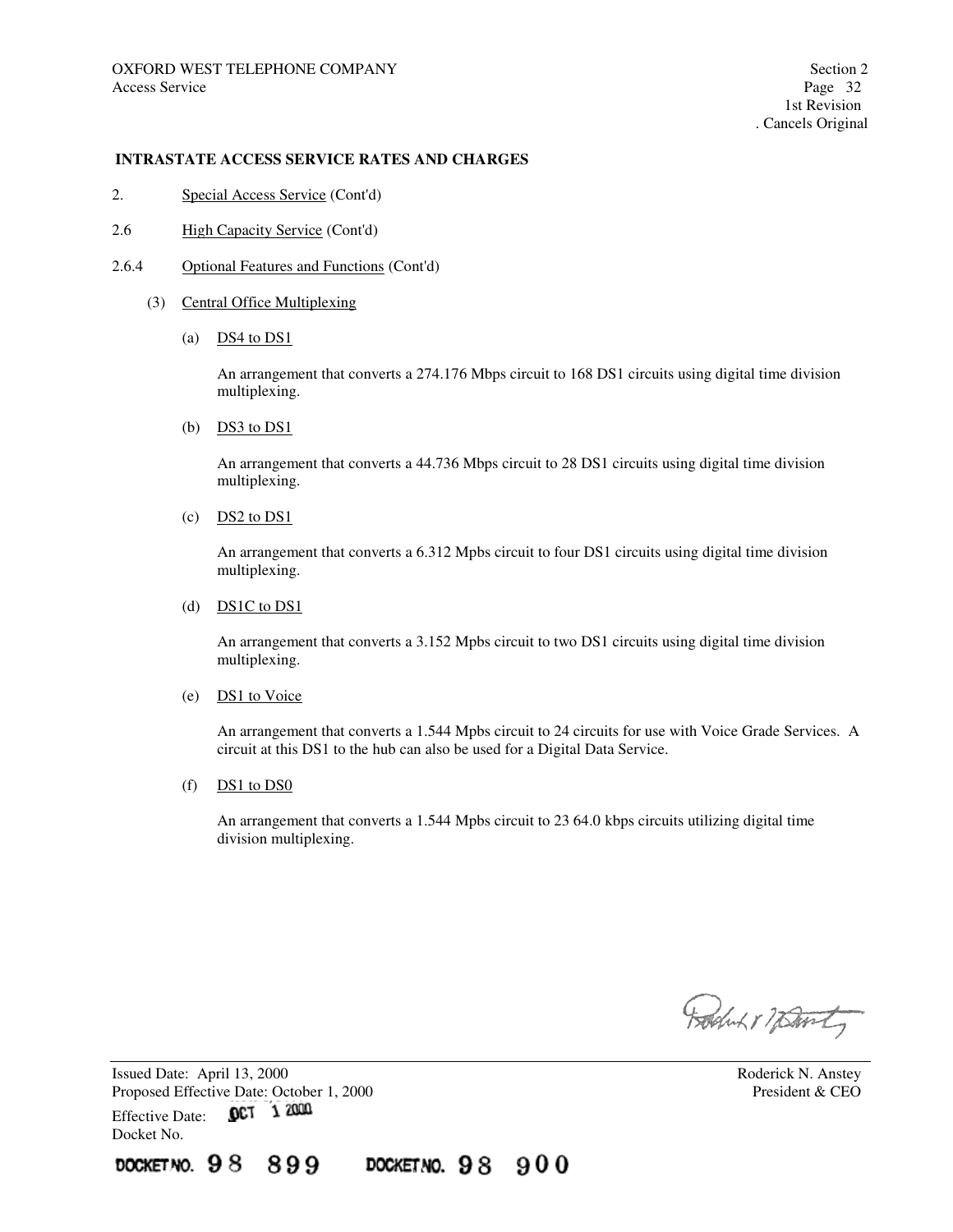## INTRASTATE ACCESS SERVICE RATES AND CHARGES

2. Special Access Service (Cont'd)

2.6 High Capacity Service (Cont'd)

2.6.4 Optional Features and Functions (Cont'd)

(3) Central Office Multiplexing

(a) DS4 to DS1

An arrangement that converts a 274.176 Mbps circuit to 168 DS1 circuits using digital time division multiplexing.

(b) DS3 to DS1

An arrangement that converts a 44.736 Mbps circuit to 28 DS1 circuits using digital time division multiplexing.

(c) DS2 to DS1

An arrangement that converts a 6.312 Mpbs circuit to four DS1 circuits using digital time division multiplexing.

(d) DS1C to DS1

An arrangement that converts a 3.152 Mpbs circuit to two DS1 circuits using digital time division multiplexing.

(e) DS1 to Voice

An arrangement that converts a 1.544 Mpbs circuit to 24 circuits for use with Voice Grade Services. A circuit at this DS1 to the hub can also be used for a Digital Data Service.

(f) DS1 to DS0

An arrangement that converts a 1.544 Mpbs circuit to 23 64.0 kbps circuits utilizing digital time division multiplexing.

Issued Date: April 13, 2000
Proposed Effective Date: October 1, 2000
Effective Date: OCT 1 2000
Docket No.

Roderick N. Anstey
President & CEO

DOCKET NO. 98 899 DOCKET NO. 98 900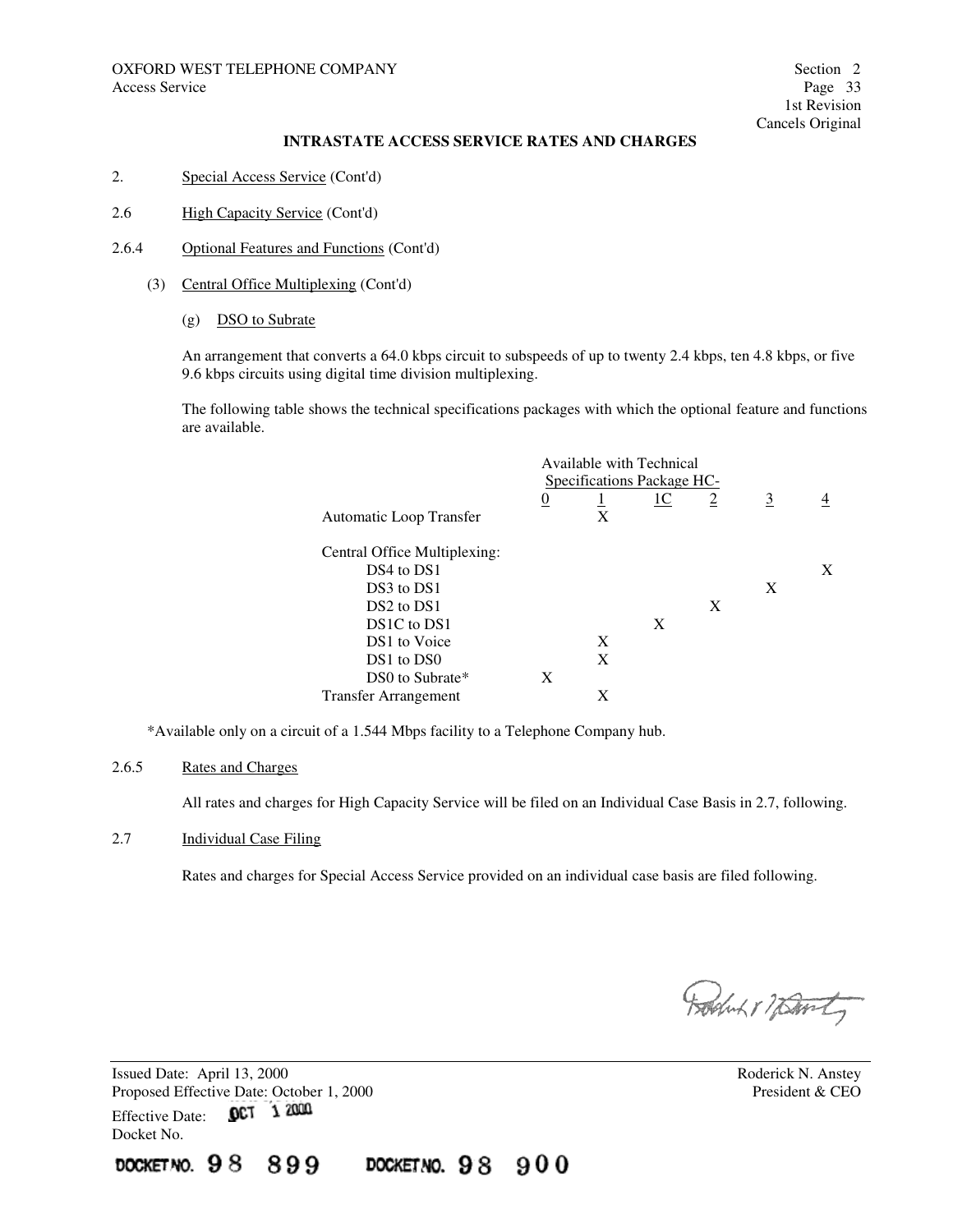OXFORD WEST TELEPHONE COMPANY
Access Service

Section 2
Page 33
1st Revision
Cancels Original

## INTRASTATE ACCESS SERVICE RATES AND CHARGES

2. Special Access Service (Cont'd)

2.6 High Capacity Service (Cont'd)

2.6.4 Optional Features and Functions (Cont'd)

(3) Central Office Multiplexing (Cont'd)

(g) DSO to Subrate

An arrangement that converts a 64.0 kbps circuit to subspeeds of up to twenty 2.4 kbps, ten 4.8 kbps, or five 9.6 kbps circuits using digital time division multiplexing.

The following table shows the technical specifications packages with which the optional feature and functions are available.

| | Available with Technical Specifications Package HC- | | | | | |
|---|---|---|---|---|---|---|
| | 0 | 1 | 1C | 2 | 3 | 4 |
| Automatic Loop Transfer | | X | | | | |
| Central Office Multiplexing: | | | | | | |
| DS4 to DS1 | | | | | | X |
| DS3 to DS1 | | | | | X | |
| DS2 to DS1 | | | | X | | |
| DS1C to DS1 | | | X | | | |
| DS1 to Voice | | X | | | | |
| DS1 to DS0 | | X | | | | |
| DS0 to Subrate* | X | | | | | |
| Transfer Arrangement | | X | | | | |

*Available only on a circuit of a 1.544 Mbps facility to a Telephone Company hub.

2.6.5 Rates and Charges

All rates and charges for High Capacity Service will be filed on an Individual Case Basis in 2.7, following.

2.7 Individual Case Filing

Rates and charges for Special Access Service provided on an individual case basis are filed following.

Issued Date: April 13, 2000
Proposed Effective Date: October 1, 2000
Effective Date: OCT 1 2000
Docket No.

Roderick N. Anstey
President & CEO

DOCKET NO. 98 899 DOCKET NO. 98 900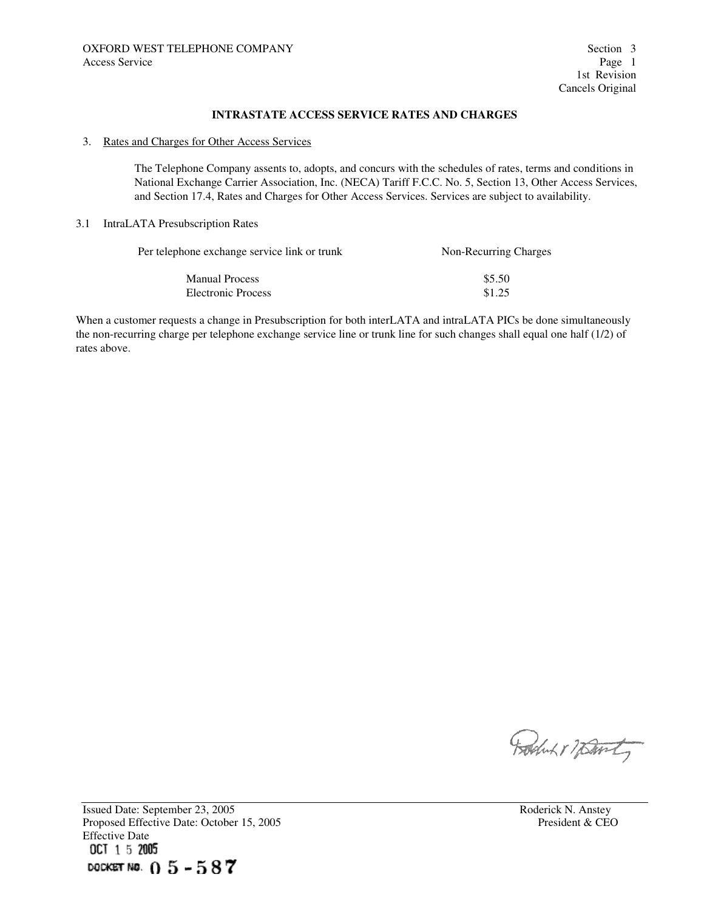OXFORD WEST TELEPHONE COMPANY
Access Service

Section 3
Page 1
1st Revision
Cancels Original

## INTRASTATE ACCESS SERVICE RATES AND CHARGES

3. Rates and Charges for Other Access Services

The Telephone Company assents to, adopts, and concurs with the schedules of rates, terms and conditions in National Exchange Carrier Association, Inc. (NECA) Tariff F.C.C. No. 5, Section 13, Other Access Services, and Section 17.4, Rates and Charges for Other Access Services. Services are subject to availability.

3.1 IntraLATA Presubscription Rates

| Per telephone exchange service link or trunk | Non-Recurring Charges |
|---|---|
| Manual Process | $5.50 |
| Electronic Process | $1.25 |

When a customer requests a change in Presubscription for both interLATA and intraLATA PICs be done simultaneously the non-recurring charge per telephone exchange service line or trunk line for such changes shall equal one half (1/2) of rates above.

Issued Date: September 23, 2005
Proposed Effective Date: October 15, 2005
Effective Date
OCT 15 2005
DOCKET NO. 05-587

Roderick N. Anstey
President & CEO